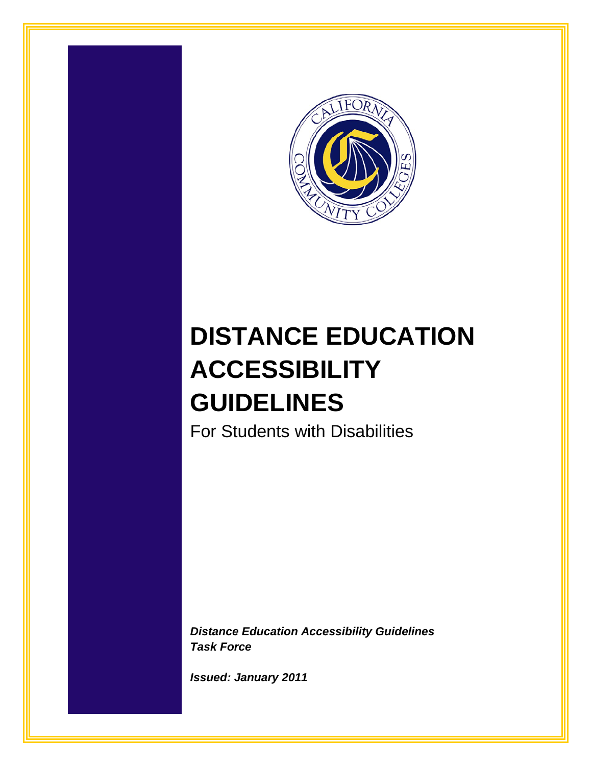# DISTANCE EDUCATION ACCESSIBILITY GUIDELINES

For Students with Disabilities

***Distance Education Accessibility Guidelines Task Force***

***Issued: January 2011***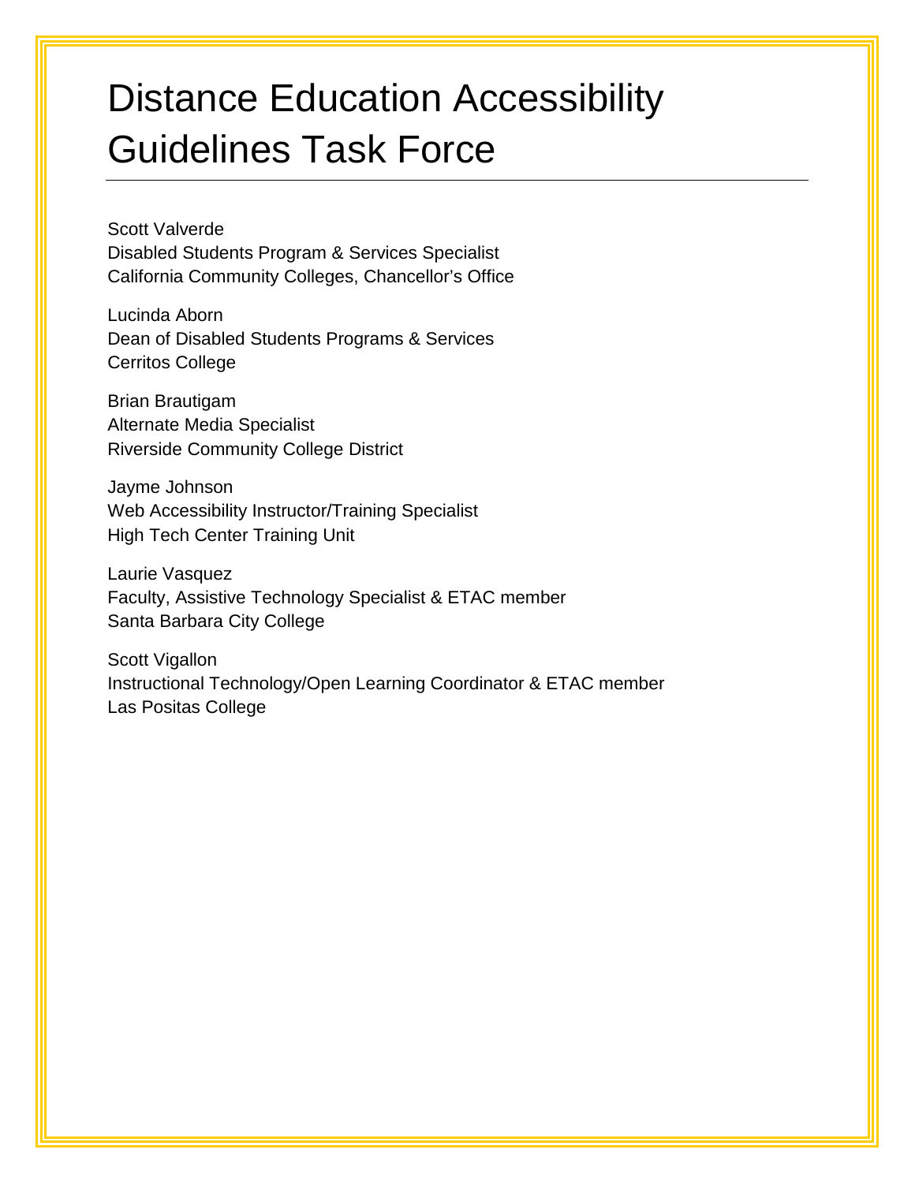# Distance Education Accessibility Guidelines Task Force

Scott Valverde
Disabled Students Program & Services Specialist
California Community Colleges, Chancellor's Office

Lucinda Aborn
Dean of Disabled Students Programs & Services
Cerritos College

Brian Brautigam
Alternate Media Specialist
Riverside Community College District

Jayme Johnson
Web Accessibility Instructor/Training Specialist
High Tech Center Training Unit

Laurie Vasquez
Faculty, Assistive Technology Specialist & ETAC member
Santa Barbara City College

Scott Vigallon
Instructional Technology/Open Learning Coordinator & ETAC member
Las Positas College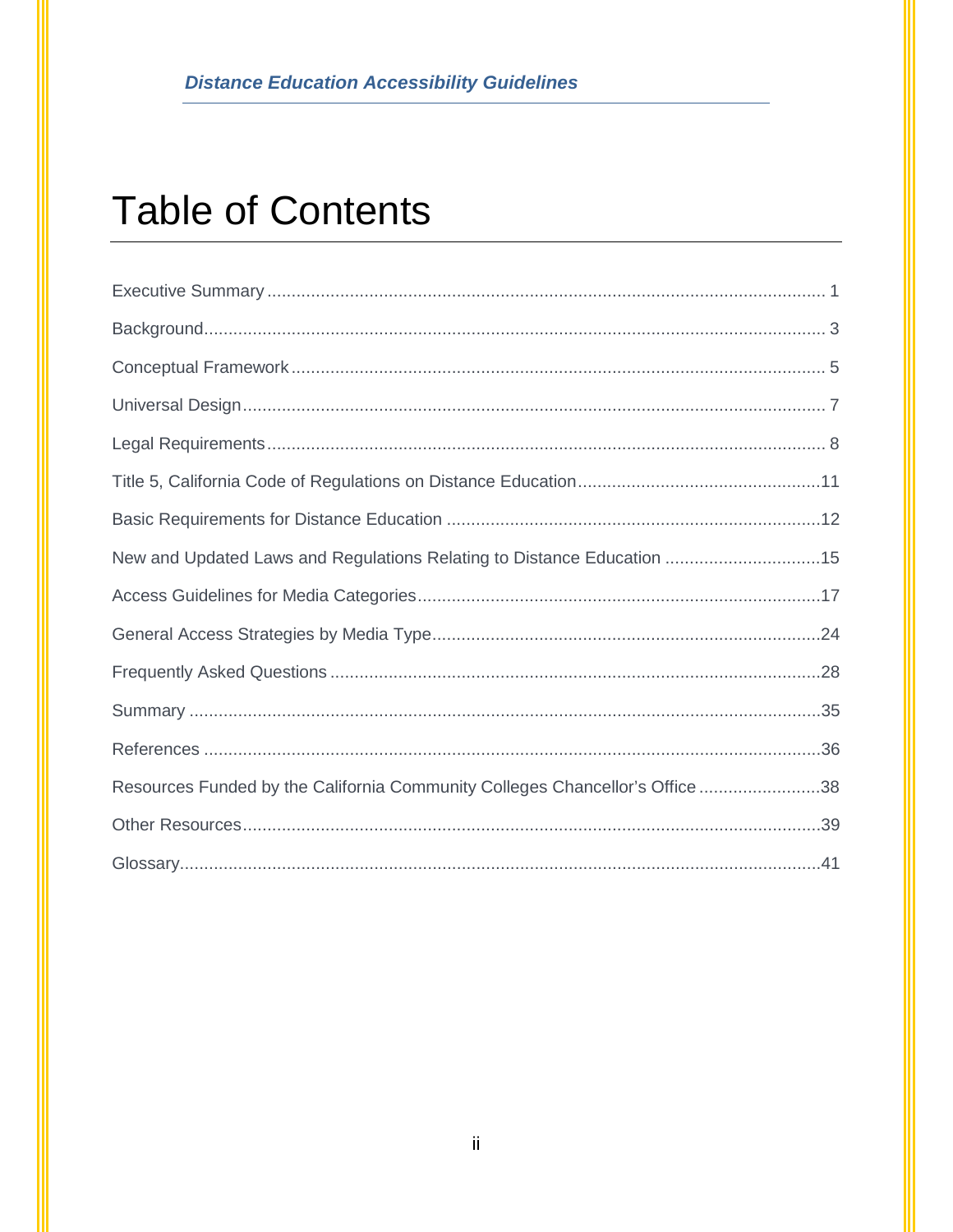# Table of Contents

Executive Summary .......... 1

Background .......... 3

Conceptual Framework .......... 5

Universal Design .......... 7

Legal Requirements .......... 8

Title 5, California Code of Regulations on Distance Education .......... 11

Basic Requirements for Distance Education .......... 12

New and Updated Laws and Regulations Relating to Distance Education .......... 15

Access Guidelines for Media Categories .......... 17

General Access Strategies by Media Type .......... 24

Frequently Asked Questions .......... 28

Summary .......... 35

References .......... 36

Resources Funded by the California Community Colleges Chancellor's Office .......... 38

Other Resources .......... 39

Glossary .......... 41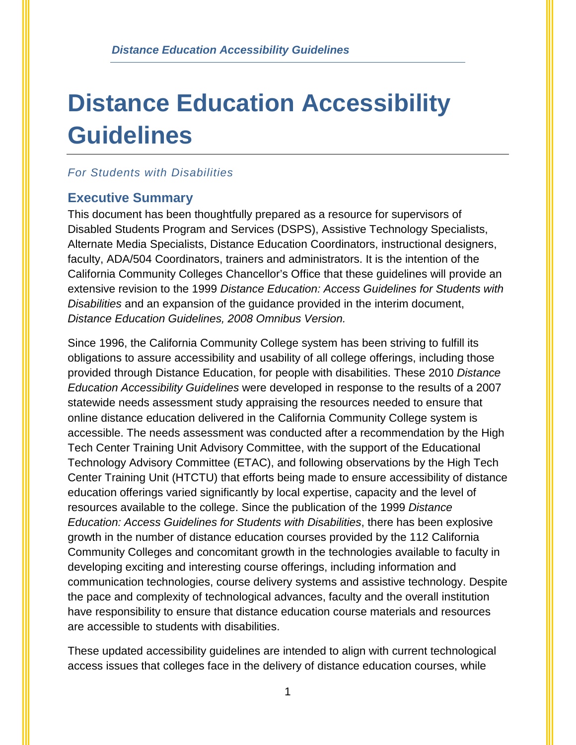# Distance Education Accessibility Guidelines

*For Students with Disabilities*

## Executive Summary

This document has been thoughtfully prepared as a resource for supervisors of Disabled Students Program and Services (DSPS), Assistive Technology Specialists, Alternate Media Specialists, Distance Education Coordinators, instructional designers, faculty, ADA/504 Coordinators, trainers and administrators. It is the intention of the California Community Colleges Chancellor's Office that these guidelines will provide an extensive revision to the 1999 *Distance Education: Access Guidelines for Students with Disabilities* and an expansion of the guidance provided in the interim document, *Distance Education Guidelines, 2008 Omnibus Version.*

Since 1996, the California Community College system has been striving to fulfill its obligations to assure accessibility and usability of all college offerings, including those provided through Distance Education, for people with disabilities. These 2010 *Distance Education Accessibility Guidelines* were developed in response to the results of a 2007 statewide needs assessment study appraising the resources needed to ensure that online distance education delivered in the California Community College system is accessible. The needs assessment was conducted after a recommendation by the High Tech Center Training Unit Advisory Committee, with the support of the Educational Technology Advisory Committee (ETAC), and following observations by the High Tech Center Training Unit (HTCTU) that efforts being made to ensure accessibility of distance education offerings varied significantly by local expertise, capacity and the level of resources available to the college. Since the publication of the 1999 *Distance Education: Access Guidelines for Students with Disabilities*, there has been explosive growth in the number of distance education courses provided by the 112 California Community Colleges and concomitant growth in the technologies available to faculty in developing exciting and interesting course offerings, including information and communication technologies, course delivery systems and assistive technology. Despite the pace and complexity of technological advances, faculty and the overall institution have responsibility to ensure that distance education course materials and resources are accessible to students with disabilities.

These updated accessibility guidelines are intended to align with current technological access issues that colleges face in the delivery of distance education courses, while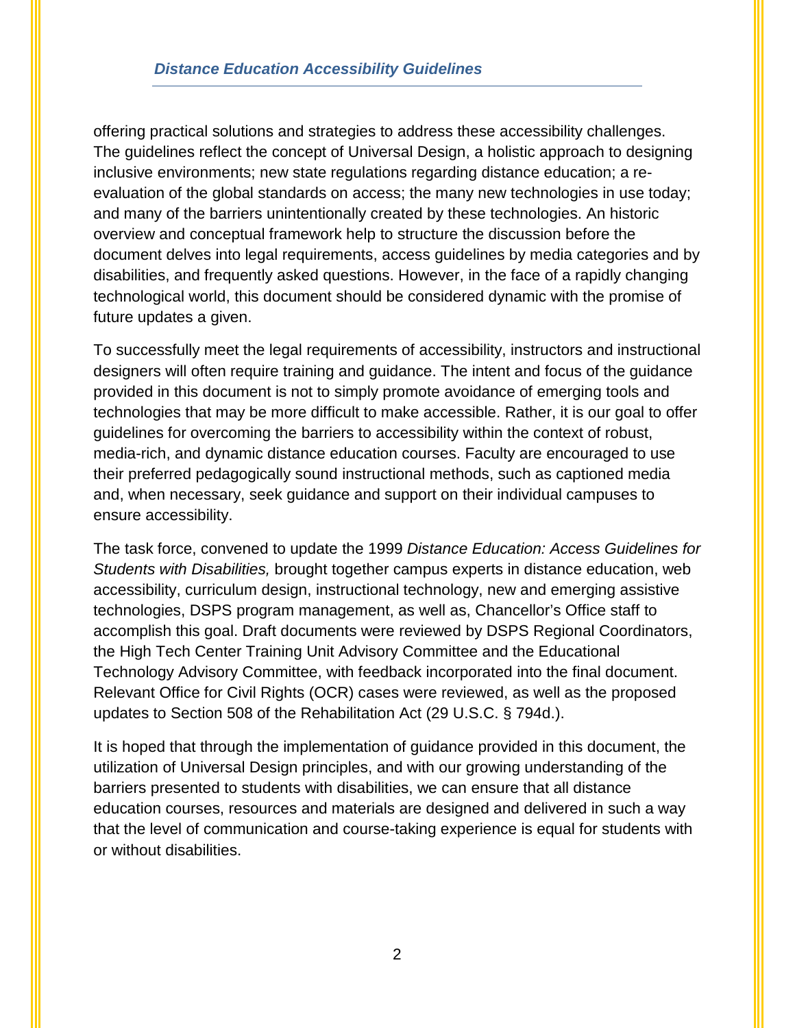offering practical solutions and strategies to address these accessibility challenges. The guidelines reflect the concept of Universal Design, a holistic approach to designing inclusive environments; new state regulations regarding distance education; a re-evaluation of the global standards on access; the many new technologies in use today; and many of the barriers unintentionally created by these technologies. An historic overview and conceptual framework help to structure the discussion before the document delves into legal requirements, access guidelines by media categories and by disabilities, and frequently asked questions. However, in the face of a rapidly changing technological world, this document should be considered dynamic with the promise of future updates a given.

To successfully meet the legal requirements of accessibility, instructors and instructional designers will often require training and guidance. The intent and focus of the guidance provided in this document is not to simply promote avoidance of emerging tools and technologies that may be more difficult to make accessible. Rather, it is our goal to offer guidelines for overcoming the barriers to accessibility within the context of robust, media-rich, and dynamic distance education courses. Faculty are encouraged to use their preferred pedagogically sound instructional methods, such as captioned media and, when necessary, seek guidance and support on their individual campuses to ensure accessibility.

The task force, convened to update the 1999 *Distance Education: Access Guidelines for Students with Disabilities,* brought together campus experts in distance education, web accessibility, curriculum design, instructional technology, new and emerging assistive technologies, DSPS program management, as well as, Chancellor's Office staff to accomplish this goal. Draft documents were reviewed by DSPS Regional Coordinators, the High Tech Center Training Unit Advisory Committee and the Educational Technology Advisory Committee, with feedback incorporated into the final document. Relevant Office for Civil Rights (OCR) cases were reviewed, as well as the proposed updates to Section 508 of the Rehabilitation Act (29 U.S.C. § 794d.).

It is hoped that through the implementation of guidance provided in this document, the utilization of Universal Design principles, and with our growing understanding of the barriers presented to students with disabilities, we can ensure that all distance education courses, resources and materials are designed and delivered in such a way that the level of communication and course-taking experience is equal for students with or without disabilities.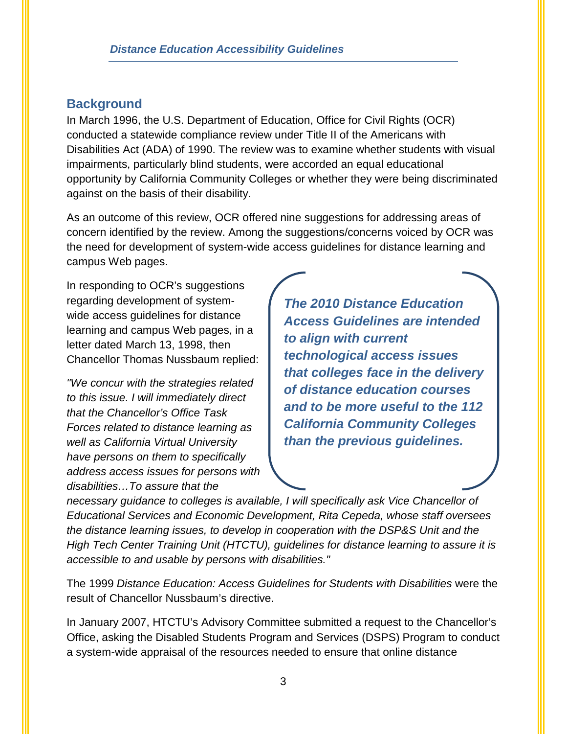## Background

In March 1996, the U.S. Department of Education, Office for Civil Rights (OCR) conducted a statewide compliance review under Title II of the Americans with Disabilities Act (ADA) of 1990. The review was to examine whether students with visual impairments, particularly blind students, were accorded an equal educational opportunity by California Community Colleges or whether they were being discriminated against on the basis of their disability.

As an outcome of this review, OCR offered nine suggestions for addressing areas of concern identified by the review. Among the suggestions/concerns voiced by OCR was the need for development of system-wide access guidelines for distance learning and campus Web pages.

In responding to OCR's suggestions regarding development of system-wide access guidelines for distance learning and campus Web pages, in a letter dated March 13, 1998, then Chancellor Thomas Nussbaum replied:

*"We concur with the strategies related to this issue. I will immediately direct that the Chancellor's Office Task Forces related to distance learning as well as California Virtual University have persons on them to specifically address access issues for persons with disabilities…To assure that the necessary guidance to colleges is available, I will specifically ask Vice Chancellor of Educational Services and Economic Development, Rita Cepeda, whose staff oversees the distance learning issues, to develop in cooperation with the DSP&S Unit and the High Tech Center Training Unit (HTCTU), guidelines for distance learning to assure it is accessible to and usable by persons with disabilities."*

> ***The 2010 Distance Education Access Guidelines are intended to align with current technological access issues that colleges face in the delivery of distance education courses and to be more useful to the 112 California Community Colleges than the previous guidelines.***

The 1999 *Distance Education: Access Guidelines for Students with Disabilities* were the result of Chancellor Nussbaum's directive.

In January 2007, HTCTU's Advisory Committee submitted a request to the Chancellor's Office, asking the Disabled Students Program and Services (DSPS) Program to conduct a system-wide appraisal of the resources needed to ensure that online distance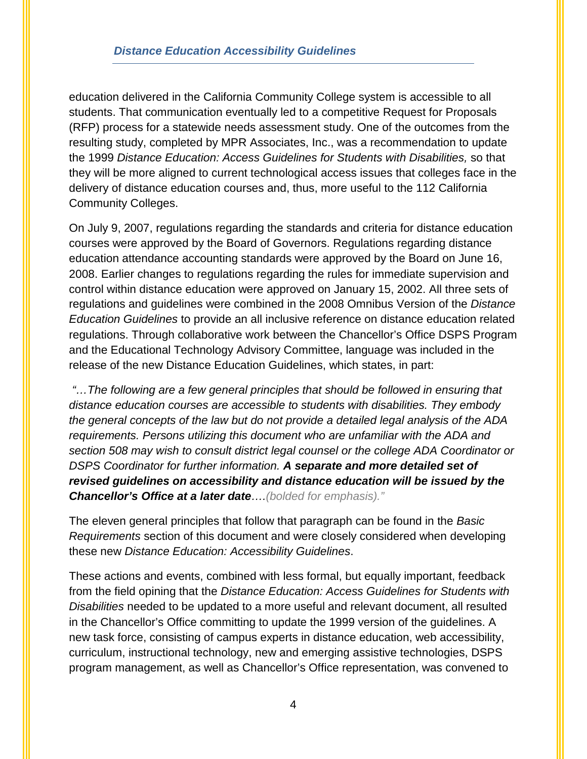education delivered in the California Community College system is accessible to all students. That communication eventually led to a competitive Request for Proposals (RFP) process for a statewide needs assessment study. One of the outcomes from the resulting study, completed by MPR Associates, Inc., was a recommendation to update the 1999 *Distance Education: Access Guidelines for Students with Disabilities,* so that they will be more aligned to current technological access issues that colleges face in the delivery of distance education courses and, thus, more useful to the 112 California Community Colleges.

On July 9, 2007, regulations regarding the standards and criteria for distance education courses were approved by the Board of Governors. Regulations regarding distance education attendance accounting standards were approved by the Board on June 16, 2008. Earlier changes to regulations regarding the rules for immediate supervision and control within distance education were approved on January 15, 2002. All three sets of regulations and guidelines were combined in the 2008 Omnibus Version of the *Distance Education Guidelines* to provide an all inclusive reference on distance education related regulations. Through collaborative work between the Chancellor's Office DSPS Program and the Educational Technology Advisory Committee, language was included in the release of the new Distance Education Guidelines, which states, in part:

*"…The following are a few general principles that should be followed in ensuring that distance education courses are accessible to students with disabilities. They embody the general concepts of the law but do not provide a detailed legal analysis of the ADA requirements. Persons utilizing this document who are unfamiliar with the ADA and section 508 may wish to consult district legal counsel or the college ADA Coordinator or DSPS Coordinator for further information.* ***A separate and more detailed set of revised guidelines on accessibility and distance education will be issued by the Chancellor's Office at a later date****….(bolded for emphasis)."*

The eleven general principles that follow that paragraph can be found in the *Basic Requirements* section of this document and were closely considered when developing these new *Distance Education: Accessibility Guidelines*.

These actions and events, combined with less formal, but equally important, feedback from the field opining that the *Distance Education: Access Guidelines for Students with Disabilities* needed to be updated to a more useful and relevant document, all resulted in the Chancellor's Office committing to update the 1999 version of the guidelines. A new task force, consisting of campus experts in distance education, web accessibility, curriculum, instructional technology, new and emerging assistive technologies, DSPS program management, as well as Chancellor's Office representation, was convened to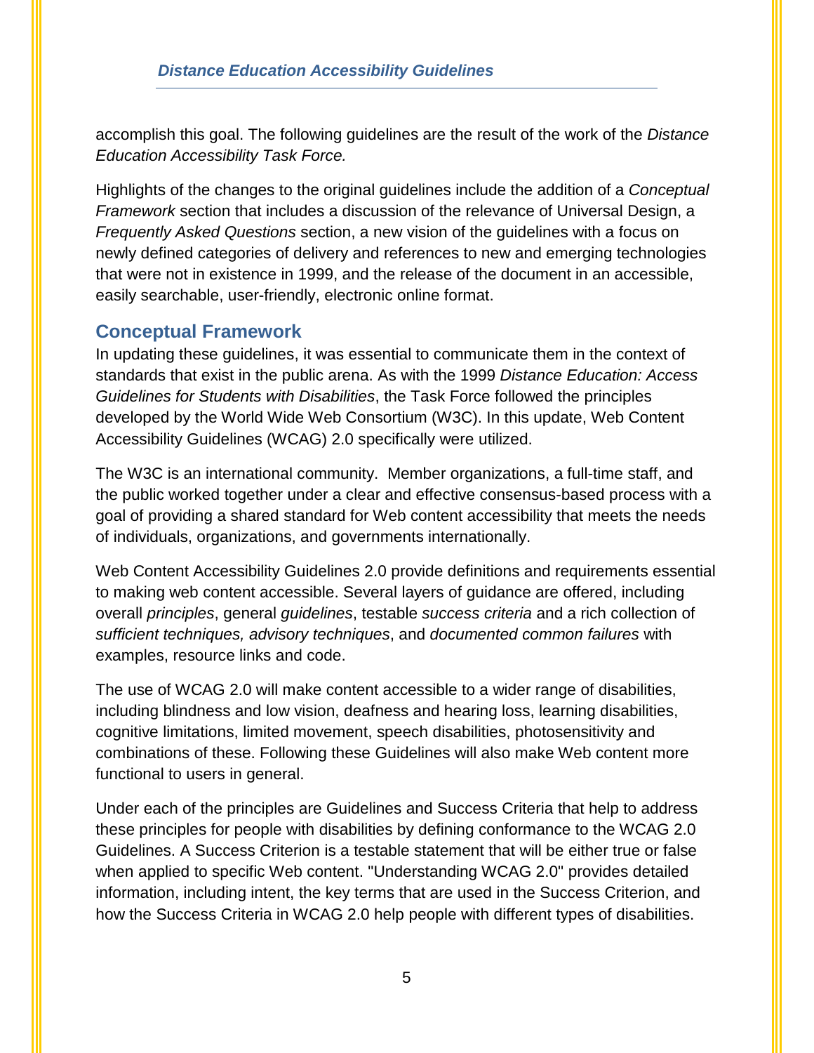accomplish this goal. The following guidelines are the result of the work of the *Distance Education Accessibility Task Force.*

Highlights of the changes to the original guidelines include the addition of a *Conceptual Framework* section that includes a discussion of the relevance of Universal Design, a *Frequently Asked Questions* section, a new vision of the guidelines with a focus on newly defined categories of delivery and references to new and emerging technologies that were not in existence in 1999, and the release of the document in an accessible, easily searchable, user-friendly, electronic online format.

## Conceptual Framework

In updating these guidelines, it was essential to communicate them in the context of standards that exist in the public arena. As with the 1999 *Distance Education: Access Guidelines for Students with Disabilities*, the Task Force followed the principles developed by the World Wide Web Consortium (W3C). In this update, Web Content Accessibility Guidelines (WCAG) 2.0 specifically were utilized.

The W3C is an international community. Member organizations, a full-time staff, and the public worked together under a clear and effective consensus-based process with a goal of providing a shared standard for Web content accessibility that meets the needs of individuals, organizations, and governments internationally.

Web Content Accessibility Guidelines 2.0 provide definitions and requirements essential to making web content accessible. Several layers of guidance are offered, including overall *principles*, general *guidelines*, testable *success criteria* and a rich collection of *sufficient techniques, advisory techniques*, and *documented common failures* with examples, resource links and code.

The use of WCAG 2.0 will make content accessible to a wider range of disabilities, including blindness and low vision, deafness and hearing loss, learning disabilities, cognitive limitations, limited movement, speech disabilities, photosensitivity and combinations of these. Following these Guidelines will also make Web content more functional to users in general.

Under each of the principles are Guidelines and Success Criteria that help to address these principles for people with disabilities by defining conformance to the WCAG 2.0 Guidelines. A Success Criterion is a testable statement that will be either true or false when applied to specific Web content. "Understanding WCAG 2.0" provides detailed information, including intent, the key terms that are used in the Success Criterion, and how the Success Criteria in WCAG 2.0 help people with different types of disabilities.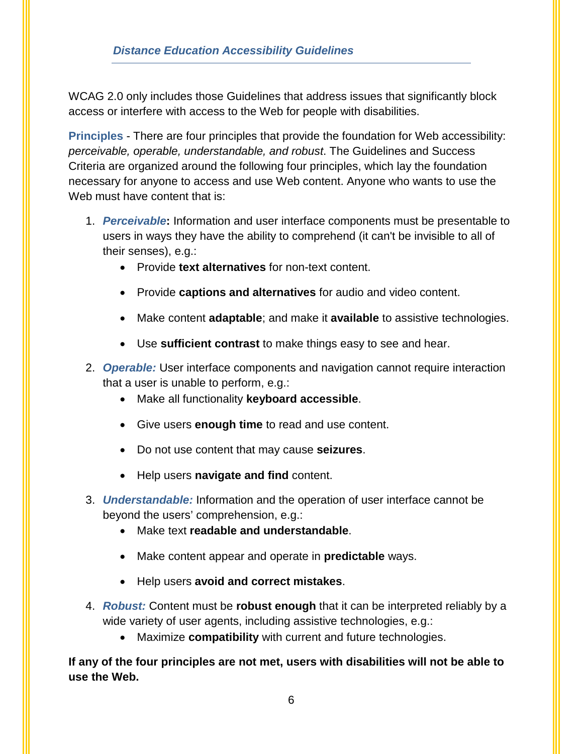WCAG 2.0 only includes those Guidelines that address issues that significantly block access or interfere with access to the Web for people with disabilities.

**Principles** - There are four principles that provide the foundation for Web accessibility: *perceivable, operable, understandable, and robust*. The Guidelines and Success Criteria are organized around the following four principles, which lay the foundation necessary for anyone to access and use Web content. Anyone who wants to use the Web must have content that is:

1. ***Perceivable*:** Information and user interface components must be presentable to users in ways they have the ability to comprehend (it can't be invisible to all of their senses), e.g.:
   - Provide **text alternatives** for non-text content.
   - Provide **captions and alternatives** for audio and video content.
   - Make content **adaptable**; and make it **available** to assistive technologies.
   - Use **sufficient contrast** to make things easy to see and hear.
2. ***Operable:*** User interface components and navigation cannot require interaction that a user is unable to perform, e.g.:
   - Make all functionality **keyboard accessible**.
   - Give users **enough time** to read and use content.
   - Do not use content that may cause **seizures**.
   - Help users **navigate and find** content.
3. ***Understandable:*** Information and the operation of user interface cannot be beyond the users' comprehension, e.g.:
   - Make text **readable and understandable**.
   - Make content appear and operate in **predictable** ways.
   - Help users **avoid and correct mistakes**.
4. ***Robust:*** Content must be **robust enough** that it can be interpreted reliably by a wide variety of user agents, including assistive technologies, e.g.:
   - Maximize **compatibility** with current and future technologies.

**If any of the four principles are not met, users with disabilities will not be able to use the Web.**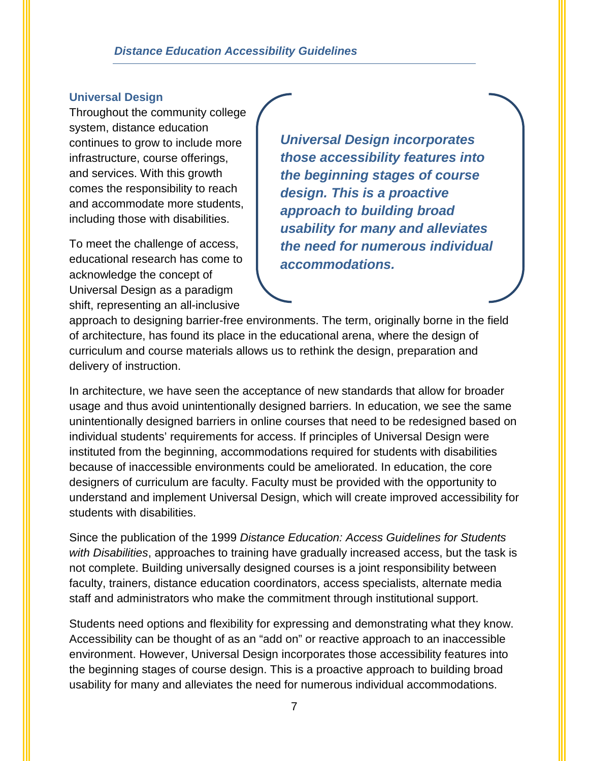## Universal Design

Throughout the community college system, distance education continues to grow to include more infrastructure, course offerings, and services. With this growth comes the responsibility to reach and accommodate more students, including those with disabilities.

> ***Universal Design incorporates those accessibility features into the beginning stages of course design. This is a proactive approach to building broad usability for many and alleviates the need for numerous individual accommodations.***

To meet the challenge of access, educational research has come to acknowledge the concept of Universal Design as a paradigm shift, representing an all-inclusive approach to designing barrier-free environments. The term, originally borne in the field of architecture, has found its place in the educational arena, where the design of curriculum and course materials allows us to rethink the design, preparation and delivery of instruction.

In architecture, we have seen the acceptance of new standards that allow for broader usage and thus avoid unintentionally designed barriers. In education, we see the same unintentionally designed barriers in online courses that need to be redesigned based on individual students' requirements for access. If principles of Universal Design were instituted from the beginning, accommodations required for students with disabilities because of inaccessible environments could be ameliorated. In education, the core designers of curriculum are faculty. Faculty must be provided with the opportunity to understand and implement Universal Design, which will create improved accessibility for students with disabilities.

Since the publication of the 1999 *Distance Education: Access Guidelines for Students with Disabilities*, approaches to training have gradually increased access, but the task is not complete. Building universally designed courses is a joint responsibility between faculty, trainers, distance education coordinators, access specialists, alternate media staff and administrators who make the commitment through institutional support.

Students need options and flexibility for expressing and demonstrating what they know. Accessibility can be thought of as an "add on" or reactive approach to an inaccessible environment. However, Universal Design incorporates those accessibility features into the beginning stages of course design. This is a proactive approach to building broad usability for many and alleviates the need for numerous individual accommodations.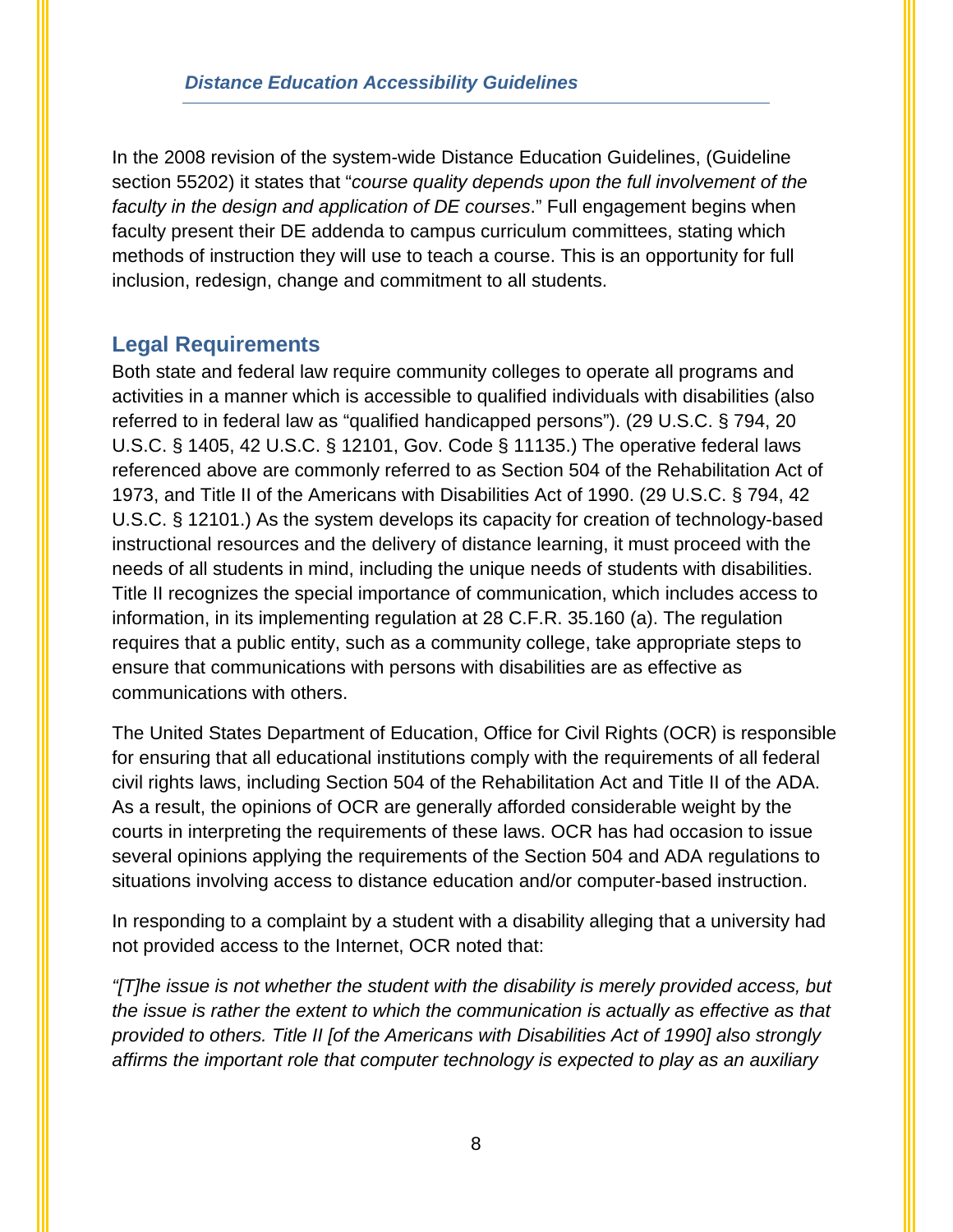In the 2008 revision of the system-wide Distance Education Guidelines, (Guideline section 55202) it states that "*course quality depends upon the full involvement of the faculty in the design and application of DE courses*." Full engagement begins when faculty present their DE addenda to campus curriculum committees, stating which methods of instruction they will use to teach a course. This is an opportunity for full inclusion, redesign, change and commitment to all students.

## Legal Requirements

Both state and federal law require community colleges to operate all programs and activities in a manner which is accessible to qualified individuals with disabilities (also referred to in federal law as "qualified handicapped persons"). (29 U.S.C. § 794, 20 U.S.C. § 1405, 42 U.S.C. § 12101, Gov. Code § 11135.) The operative federal laws referenced above are commonly referred to as Section 504 of the Rehabilitation Act of 1973, and Title II of the Americans with Disabilities Act of 1990. (29 U.S.C. § 794, 42 U.S.C. § 12101.) As the system develops its capacity for creation of technology-based instructional resources and the delivery of distance learning, it must proceed with the needs of all students in mind, including the unique needs of students with disabilities. Title II recognizes the special importance of communication, which includes access to information, in its implementing regulation at 28 C.F.R. 35.160 (a). The regulation requires that a public entity, such as a community college, take appropriate steps to ensure that communications with persons with disabilities are as effective as communications with others.

The United States Department of Education, Office for Civil Rights (OCR) is responsible for ensuring that all educational institutions comply with the requirements of all federal civil rights laws, including Section 504 of the Rehabilitation Act and Title II of the ADA. As a result, the opinions of OCR are generally afforded considerable weight by the courts in interpreting the requirements of these laws. OCR has had occasion to issue several opinions applying the requirements of the Section 504 and ADA regulations to situations involving access to distance education and/or computer-based instruction.

In responding to a complaint by a student with a disability alleging that a university had not provided access to the Internet, OCR noted that:

*"[T]he issue is not whether the student with the disability is merely provided access, but the issue is rather the extent to which the communication is actually as effective as that provided to others. Title II [of the Americans with Disabilities Act of 1990] also strongly affirms the important role that computer technology is expected to play as an auxiliary*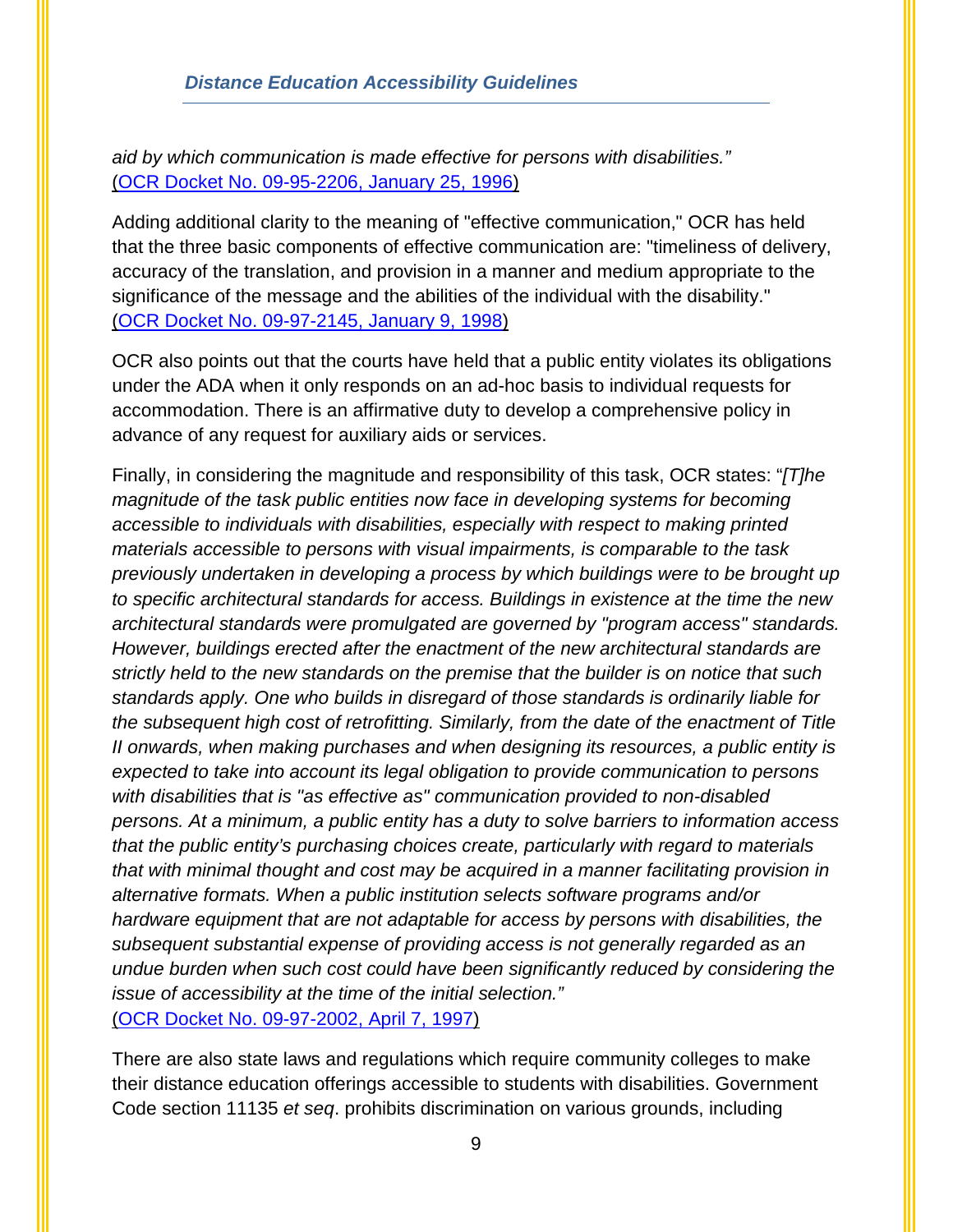*aid by which communication is made effective for persons with disabilities."* (OCR Docket No. 09-95-2206, January 25, 1996)

Adding additional clarity to the meaning of "effective communication," OCR has held that the three basic components of effective communication are: "timeliness of delivery, accuracy of the translation, and provision in a manner and medium appropriate to the significance of the message and the abilities of the individual with the disability." (OCR Docket No. 09-97-2145, January 9, 1998)

OCR also points out that the courts have held that a public entity violates its obligations under the ADA when it only responds on an ad-hoc basis to individual requests for accommodation. There is an affirmative duty to develop a comprehensive policy in advance of any request for auxiliary aids or services.

Finally, in considering the magnitude and responsibility of this task, OCR states: "*[T]he magnitude of the task public entities now face in developing systems for becoming accessible to individuals with disabilities, especially with respect to making printed materials accessible to persons with visual impairments, is comparable to the task previously undertaken in developing a process by which buildings were to be brought up to specific architectural standards for access. Buildings in existence at the time the new architectural standards were promulgated are governed by "program access" standards. However, buildings erected after the enactment of the new architectural standards are strictly held to the new standards on the premise that the builder is on notice that such standards apply. One who builds in disregard of those standards is ordinarily liable for the subsequent high cost of retrofitting. Similarly, from the date of the enactment of Title II onwards, when making purchases and when designing its resources, a public entity is expected to take into account its legal obligation to provide communication to persons with disabilities that is "as effective as" communication provided to non-disabled persons. At a minimum, a public entity has a duty to solve barriers to information access that the public entity's purchasing choices create, particularly with regard to materials that with minimal thought and cost may be acquired in a manner facilitating provision in alternative formats. When a public institution selects software programs and/or hardware equipment that are not adaptable for access by persons with disabilities, the subsequent substantial expense of providing access is not generally regarded as an undue burden when such cost could have been significantly reduced by considering the issue of accessibility at the time of the initial selection."*
(OCR Docket No. 09-97-2002, April 7, 1997)

There are also state laws and regulations which require community colleges to make their distance education offerings accessible to students with disabilities. Government Code section 11135 *et seq*. prohibits discrimination on various grounds, including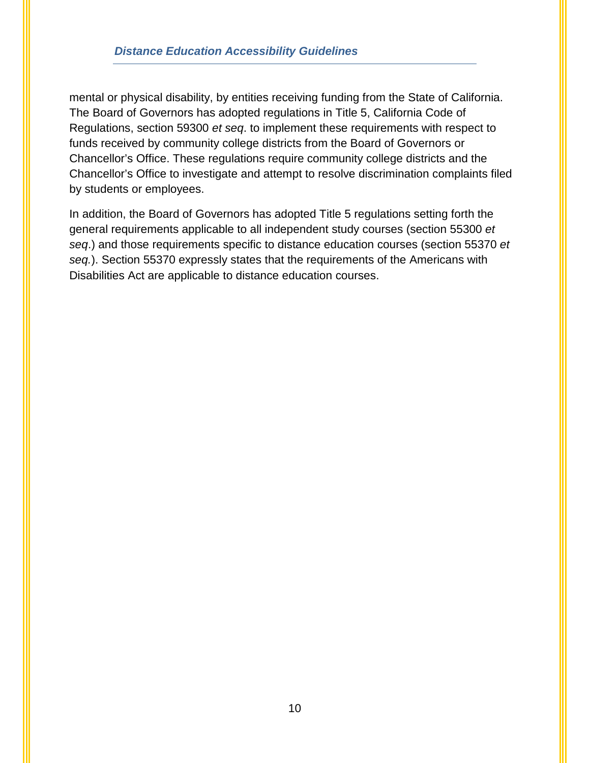mental or physical disability, by entities receiving funding from the State of California. The Board of Governors has adopted regulations in Title 5, California Code of Regulations, section 59300 *et seq*. to implement these requirements with respect to funds received by community college districts from the Board of Governors or Chancellor's Office. These regulations require community college districts and the Chancellor's Office to investigate and attempt to resolve discrimination complaints filed by students or employees.

In addition, the Board of Governors has adopted Title 5 regulations setting forth the general requirements applicable to all independent study courses (section 55300 *et seq*.) and those requirements specific to distance education courses (section 55370 *et seq.*). Section 55370 expressly states that the requirements of the Americans with Disabilities Act are applicable to distance education courses.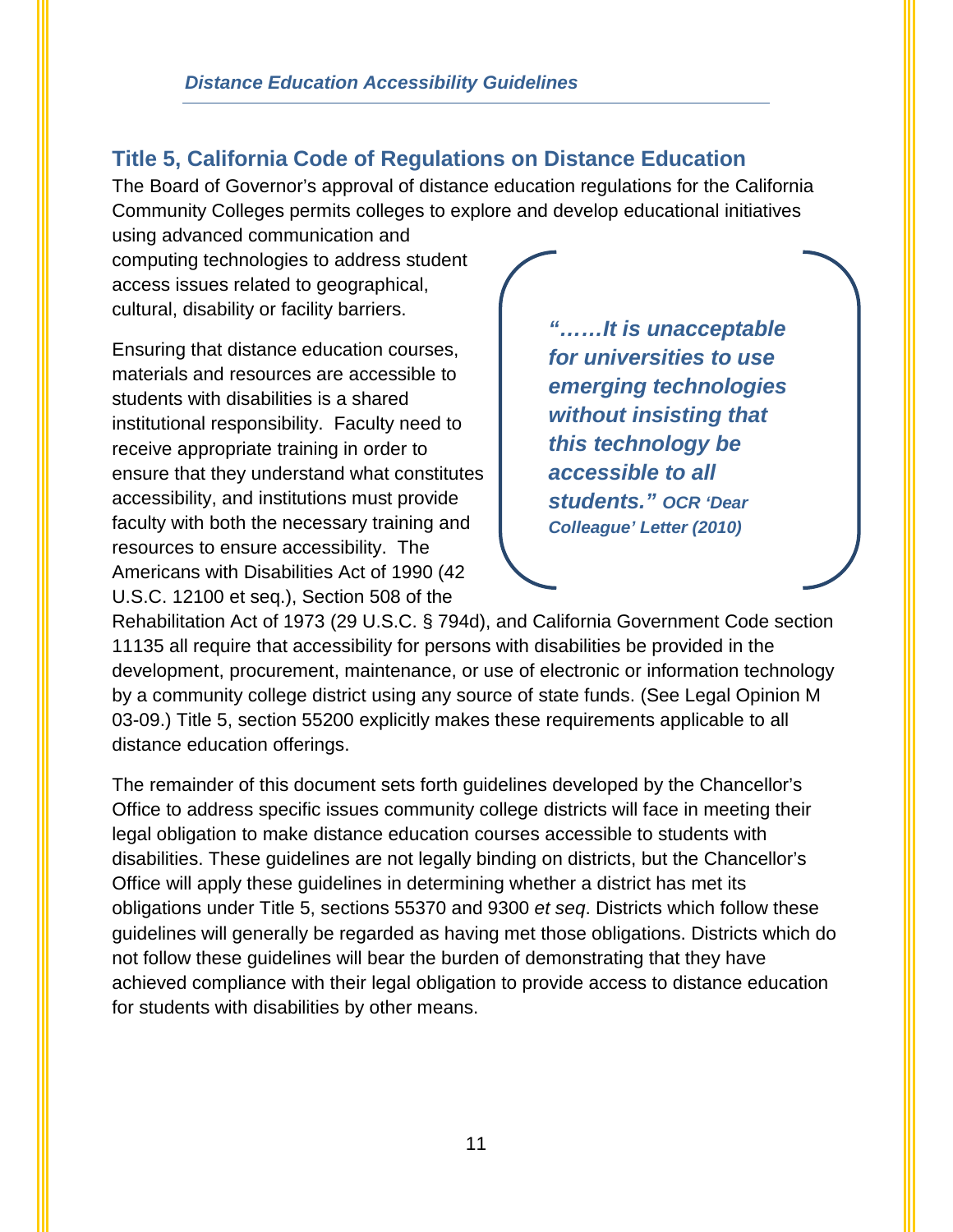## Title 5, California Code of Regulations on Distance Education

The Board of Governor's approval of distance education regulations for the California Community Colleges permits colleges to explore and develop educational initiatives using advanced communication and computing technologies to address student access issues related to geographical, cultural, disability or facility barriers.

> ***"……It is unacceptable for universities to use emerging technologies without insisting that this technology be accessible to all students." OCR 'Dear Colleague' Letter (2010)***

Ensuring that distance education courses, materials and resources are accessible to students with disabilities is a shared institutional responsibility. Faculty need to receive appropriate training in order to ensure that they understand what constitutes accessibility, and institutions must provide faculty with both the necessary training and resources to ensure accessibility. The Americans with Disabilities Act of 1990 (42 U.S.C. 12100 et seq.), Section 508 of the Rehabilitation Act of 1973 (29 U.S.C. § 794d), and California Government Code section 11135 all require that accessibility for persons with disabilities be provided in the development, procurement, maintenance, or use of electronic or information technology by a community college district using any source of state funds. (See Legal Opinion M 03-09.) Title 5, section 55200 explicitly makes these requirements applicable to all distance education offerings.

The remainder of this document sets forth guidelines developed by the Chancellor's Office to address specific issues community college districts will face in meeting their legal obligation to make distance education courses accessible to students with disabilities. These guidelines are not legally binding on districts, but the Chancellor's Office will apply these guidelines in determining whether a district has met its obligations under Title 5, sections 55370 and 9300 *et seq*. Districts which follow these guidelines will generally be regarded as having met those obligations. Districts which do not follow these guidelines will bear the burden of demonstrating that they have achieved compliance with their legal obligation to provide access to distance education for students with disabilities by other means.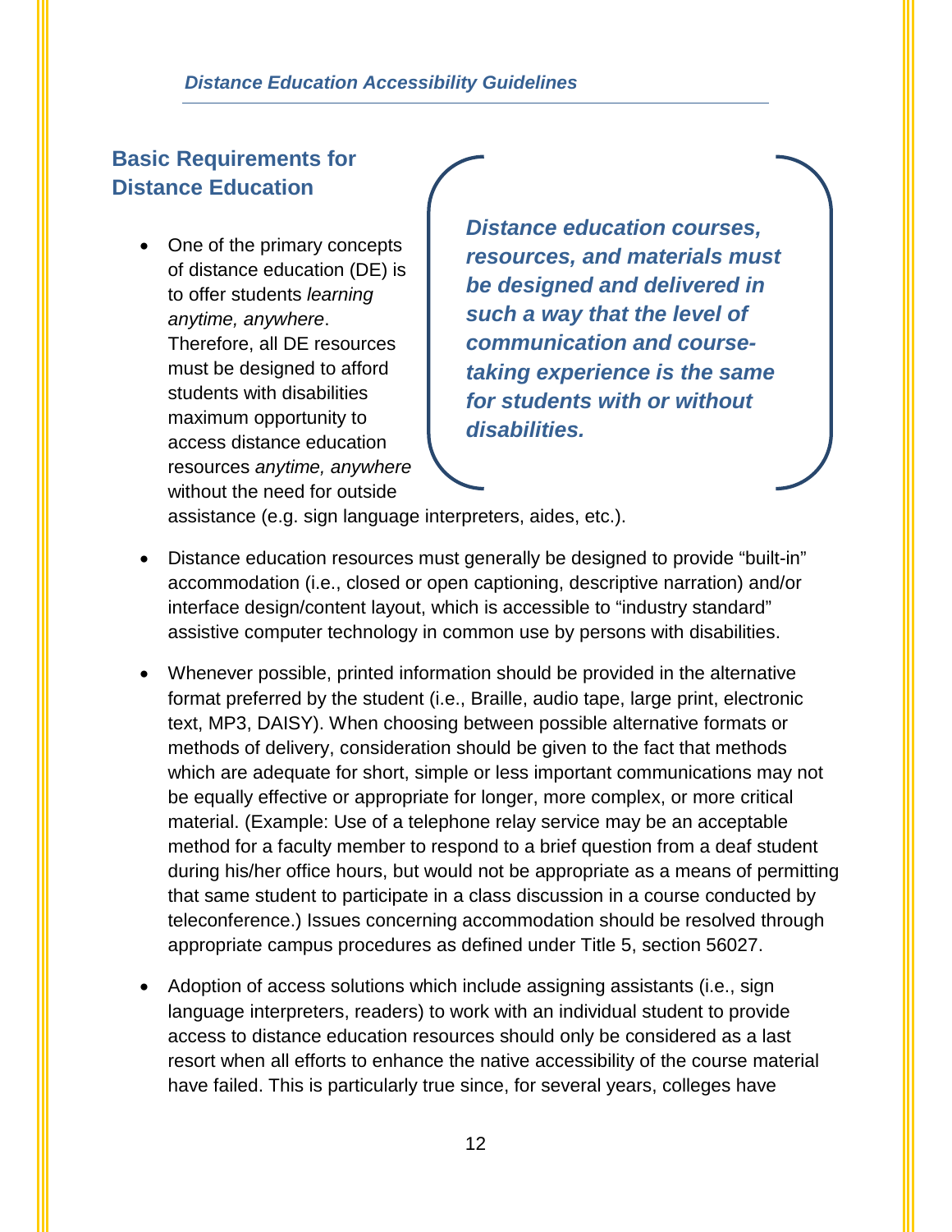## Basic Requirements for Distance Education

> ***Distance education courses, resources, and materials must be designed and delivered in such a way that the level of communication and course-taking experience is the same for students with or without disabilities.***

- One of the primary concepts of distance education (DE) is to offer students *learning anytime, anywhere*. Therefore, all DE resources must be designed to afford students with disabilities maximum opportunity to access distance education resources *anytime, anywhere* without the need for outside assistance (e.g. sign language interpreters, aides, etc.).
- Distance education resources must generally be designed to provide "built-in" accommodation (i.e., closed or open captioning, descriptive narration) and/or interface design/content layout, which is accessible to "industry standard" assistive computer technology in common use by persons with disabilities.
- Whenever possible, printed information should be provided in the alternative format preferred by the student (i.e., Braille, audio tape, large print, electronic text, MP3, DAISY). When choosing between possible alternative formats or methods of delivery, consideration should be given to the fact that methods which are adequate for short, simple or less important communications may not be equally effective or appropriate for longer, more complex, or more critical material. (Example: Use of a telephone relay service may be an acceptable method for a faculty member to respond to a brief question from a deaf student during his/her office hours, but would not be appropriate as a means of permitting that same student to participate in a class discussion in a course conducted by teleconference.) Issues concerning accommodation should be resolved through appropriate campus procedures as defined under Title 5, section 56027.
- Adoption of access solutions which include assigning assistants (i.e., sign language interpreters, readers) to work with an individual student to provide access to distance education resources should only be considered as a last resort when all efforts to enhance the native accessibility of the course material have failed. This is particularly true since, for several years, colleges have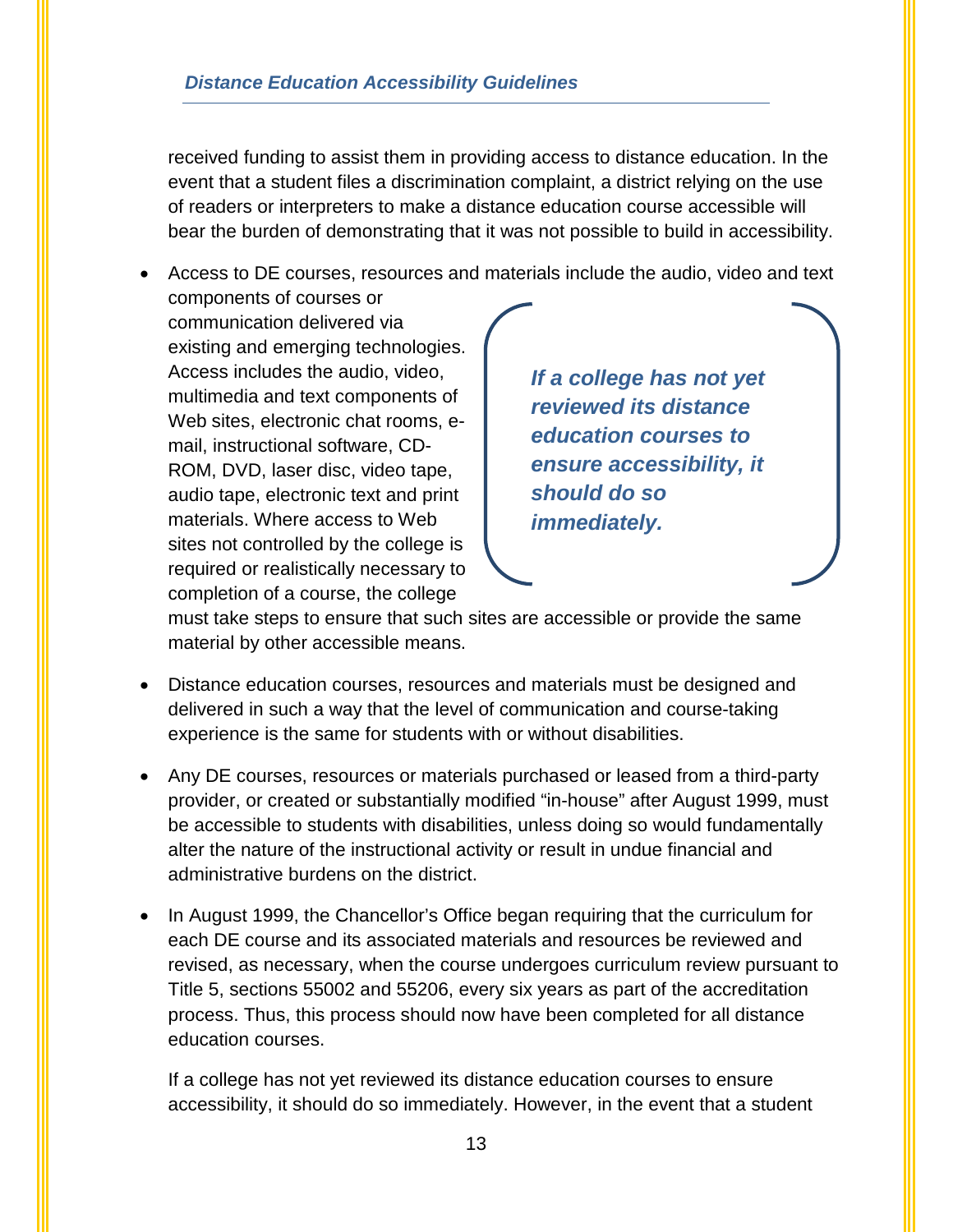received funding to assist them in providing access to distance education. In the event that a student files a discrimination complaint, a district relying on the use of readers or interpreters to make a distance education course accessible will bear the burden of demonstrating that it was not possible to build in accessibility.

- Access to DE courses, resources and materials include the audio, video and text components of courses or communication delivered via existing and emerging technologies. Access includes the audio, video, multimedia and text components of Web sites, electronic chat rooms, e-mail, instructional software, CD-ROM, DVD, laser disc, video tape, audio tape, electronic text and print materials. Where access to Web sites not controlled by the college is required or realistically necessary to completion of a course, the college must take steps to ensure that such sites are accessible or provide the same material by other accessible means.

> ***If a college has not yet reviewed its distance education courses to ensure accessibility, it should do so immediately.***

- Distance education courses, resources and materials must be designed and delivered in such a way that the level of communication and course-taking experience is the same for students with or without disabilities.

- Any DE courses, resources or materials purchased or leased from a third-party provider, or created or substantially modified "in-house" after August 1999, must be accessible to students with disabilities, unless doing so would fundamentally alter the nature of the instructional activity or result in undue financial and administrative burdens on the district.

- In August 1999, the Chancellor's Office began requiring that the curriculum for each DE course and its associated materials and resources be reviewed and revised, as necessary, when the course undergoes curriculum review pursuant to Title 5, sections 55002 and 55206, every six years as part of the accreditation process. Thus, this process should now have been completed for all distance education courses.

  If a college has not yet reviewed its distance education courses to ensure accessibility, it should do so immediately. However, in the event that a student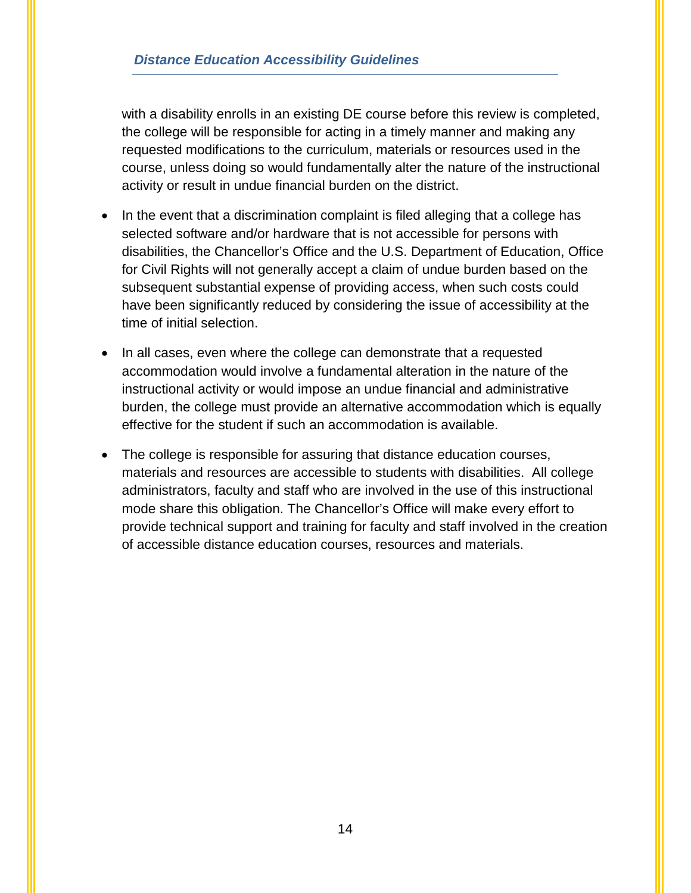with a disability enrolls in an existing DE course before this review is completed, the college will be responsible for acting in a timely manner and making any requested modifications to the curriculum, materials or resources used in the course, unless doing so would fundamentally alter the nature of the instructional activity or result in undue financial burden on the district.

- In the event that a discrimination complaint is filed alleging that a college has selected software and/or hardware that is not accessible for persons with disabilities, the Chancellor's Office and the U.S. Department of Education, Office for Civil Rights will not generally accept a claim of undue burden based on the subsequent substantial expense of providing access, when such costs could have been significantly reduced by considering the issue of accessibility at the time of initial selection.

- In all cases, even where the college can demonstrate that a requested accommodation would involve a fundamental alteration in the nature of the instructional activity or would impose an undue financial and administrative burden, the college must provide an alternative accommodation which is equally effective for the student if such an accommodation is available.

- The college is responsible for assuring that distance education courses, materials and resources are accessible to students with disabilities. All college administrators, faculty and staff who are involved in the use of this instructional mode share this obligation. The Chancellor's Office will make every effort to provide technical support and training for faculty and staff involved in the creation of accessible distance education courses, resources and materials.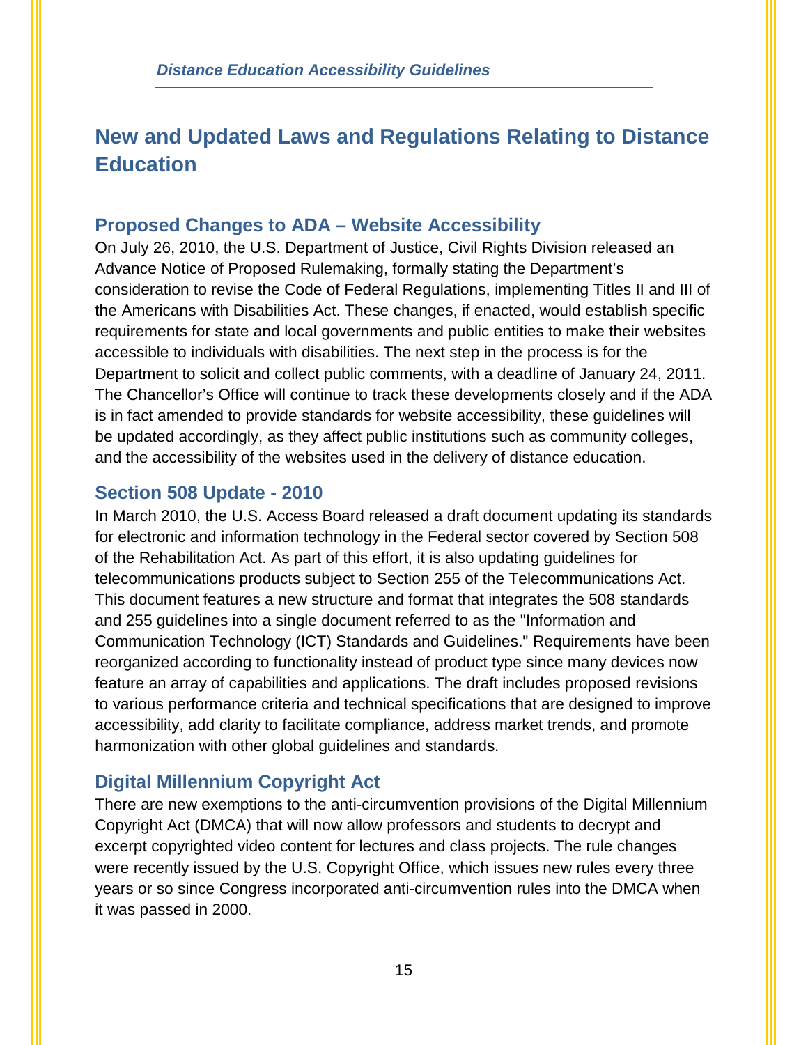## New and Updated Laws and Regulations Relating to Distance Education

### Proposed Changes to ADA – Website Accessibility

On July 26, 2010, the U.S. Department of Justice, Civil Rights Division released an Advance Notice of Proposed Rulemaking, formally stating the Department's consideration to revise the Code of Federal Regulations, implementing Titles II and III of the Americans with Disabilities Act. These changes, if enacted, would establish specific requirements for state and local governments and public entities to make their websites accessible to individuals with disabilities. The next step in the process is for the Department to solicit and collect public comments, with a deadline of January 24, 2011. The Chancellor's Office will continue to track these developments closely and if the ADA is in fact amended to provide standards for website accessibility, these guidelines will be updated accordingly, as they affect public institutions such as community colleges, and the accessibility of the websites used in the delivery of distance education.

### Section 508 Update - 2010

In March 2010, the U.S. Access Board released a draft document updating its standards for electronic and information technology in the Federal sector covered by Section 508 of the Rehabilitation Act. As part of this effort, it is also updating guidelines for telecommunications products subject to Section 255 of the Telecommunications Act. This document features a new structure and format that integrates the 508 standards and 255 guidelines into a single document referred to as the "Information and Communication Technology (ICT) Standards and Guidelines." Requirements have been reorganized according to functionality instead of product type since many devices now feature an array of capabilities and applications. The draft includes proposed revisions to various performance criteria and technical specifications that are designed to improve accessibility, add clarity to facilitate compliance, address market trends, and promote harmonization with other global guidelines and standards.

### Digital Millennium Copyright Act

There are new exemptions to the anti-circumvention provisions of the Digital Millennium Copyright Act (DMCA) that will now allow professors and students to decrypt and excerpt copyrighted video content for lectures and class projects. The rule changes were recently issued by the U.S. Copyright Office, which issues new rules every three years or so since Congress incorporated anti-circumvention rules into the DMCA when it was passed in 2000.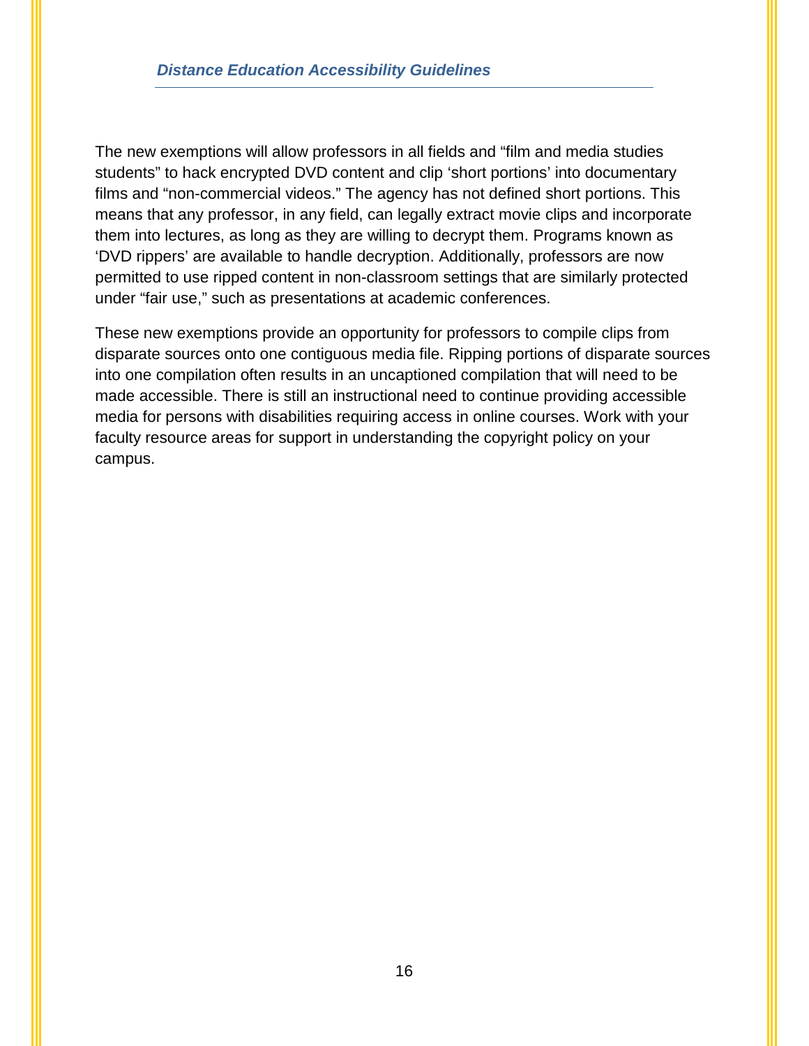The new exemptions will allow professors in all fields and “film and media studies students” to hack encrypted DVD content and clip ‘short portions’ into documentary films and “non-commercial videos.” The agency has not defined short portions. This means that any professor, in any field, can legally extract movie clips and incorporate them into lectures, as long as they are willing to decrypt them. Programs known as ‘DVD rippers’ are available to handle decryption. Additionally, professors are now permitted to use ripped content in non-classroom settings that are similarly protected under “fair use,” such as presentations at academic conferences.

These new exemptions provide an opportunity for professors to compile clips from disparate sources onto one contiguous media file. Ripping portions of disparate sources into one compilation often results in an uncaptioned compilation that will need to be made accessible. There is still an instructional need to continue providing accessible media for persons with disabilities requiring access in online courses. Work with your faculty resource areas for support in understanding the copyright policy on your campus.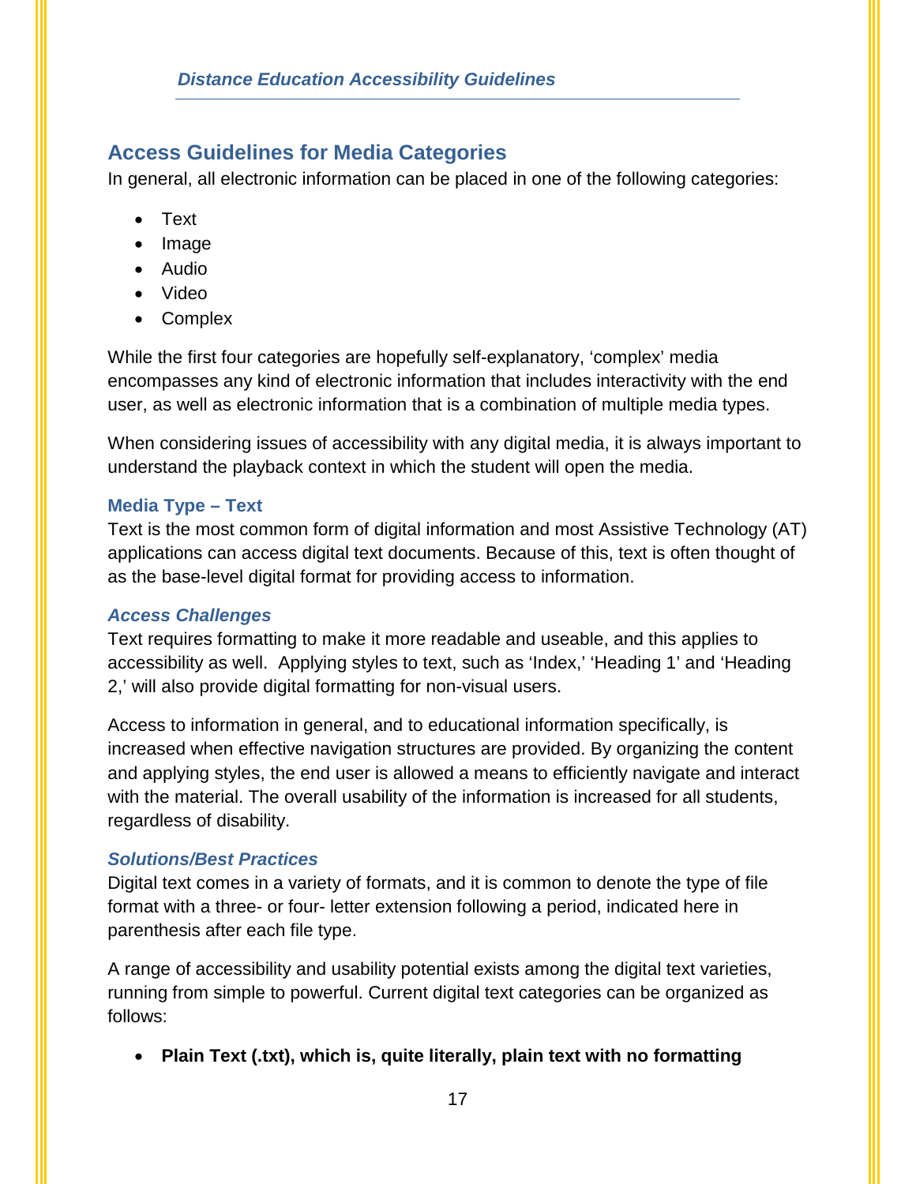## Access Guidelines for Media Categories

In general, all electronic information can be placed in one of the following categories:

- Text
- Image
- Audio
- Video
- Complex

While the first four categories are hopefully self-explanatory, 'complex' media encompasses any kind of electronic information that includes interactivity with the end user, as well as electronic information that is a combination of multiple media types.

When considering issues of accessibility with any digital media, it is always important to understand the playback context in which the student will open the media.

### Media Type – Text

Text is the most common form of digital information and most Assistive Technology (AT) applications can access digital text documents. Because of this, text is often thought of as the base-level digital format for providing access to information.

#### *Access Challenges*

Text requires formatting to make it more readable and useable, and this applies to accessibility as well. Applying styles to text, such as 'Index,' 'Heading 1' and 'Heading 2,' will also provide digital formatting for non-visual users.

Access to information in general, and to educational information specifically, is increased when effective navigation structures are provided. By organizing the content and applying styles, the end user is allowed a means to efficiently navigate and interact with the material. The overall usability of the information is increased for all students, regardless of disability.

#### *Solutions/Best Practices*

Digital text comes in a variety of formats, and it is common to denote the type of file format with a three- or four- letter extension following a period, indicated here in parenthesis after each file type.

A range of accessibility and usability potential exists among the digital text varieties, running from simple to powerful. Current digital text categories can be organized as follows:

- **Plain Text (.txt), which is, quite literally, plain text with no formatting**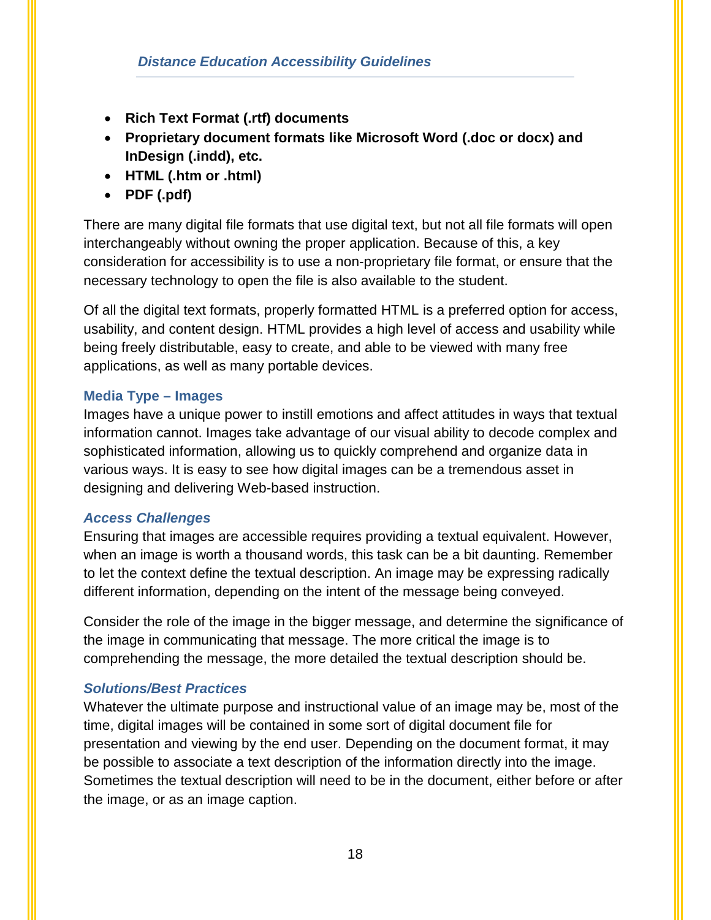- **Rich Text Format (.rtf) documents**
- **Proprietary document formats like Microsoft Word (.doc or docx) and InDesign (.indd), etc.**
- **HTML (.htm or .html)**
- **PDF (.pdf)**

There are many digital file formats that use digital text, but not all file formats will open interchangeably without owning the proper application. Because of this, a key consideration for accessibility is to use a non-proprietary file format, or ensure that the necessary technology to open the file is also available to the student.

Of all the digital text formats, properly formatted HTML is a preferred option for access, usability, and content design. HTML provides a high level of access and usability while being freely distributable, easy to create, and able to be viewed with many free applications, as well as many portable devices.

### Media Type – Images

Images have a unique power to instill emotions and affect attitudes in ways that textual information cannot. Images take advantage of our visual ability to decode complex and sophisticated information, allowing us to quickly comprehend and organize data in various ways. It is easy to see how digital images can be a tremendous asset in designing and delivering Web-based instruction.

#### *Access Challenges*

Ensuring that images are accessible requires providing a textual equivalent. However, when an image is worth a thousand words, this task can be a bit daunting. Remember to let the context define the textual description. An image may be expressing radically different information, depending on the intent of the message being conveyed.

Consider the role of the image in the bigger message, and determine the significance of the image in communicating that message. The more critical the image is to comprehending the message, the more detailed the textual description should be.

#### *Solutions/Best Practices*

Whatever the ultimate purpose and instructional value of an image may be, most of the time, digital images will be contained in some sort of digital document file for presentation and viewing by the end user. Depending on the document format, it may be possible to associate a text description of the information directly into the image. Sometimes the textual description will need to be in the document, either before or after the image, or as an image caption.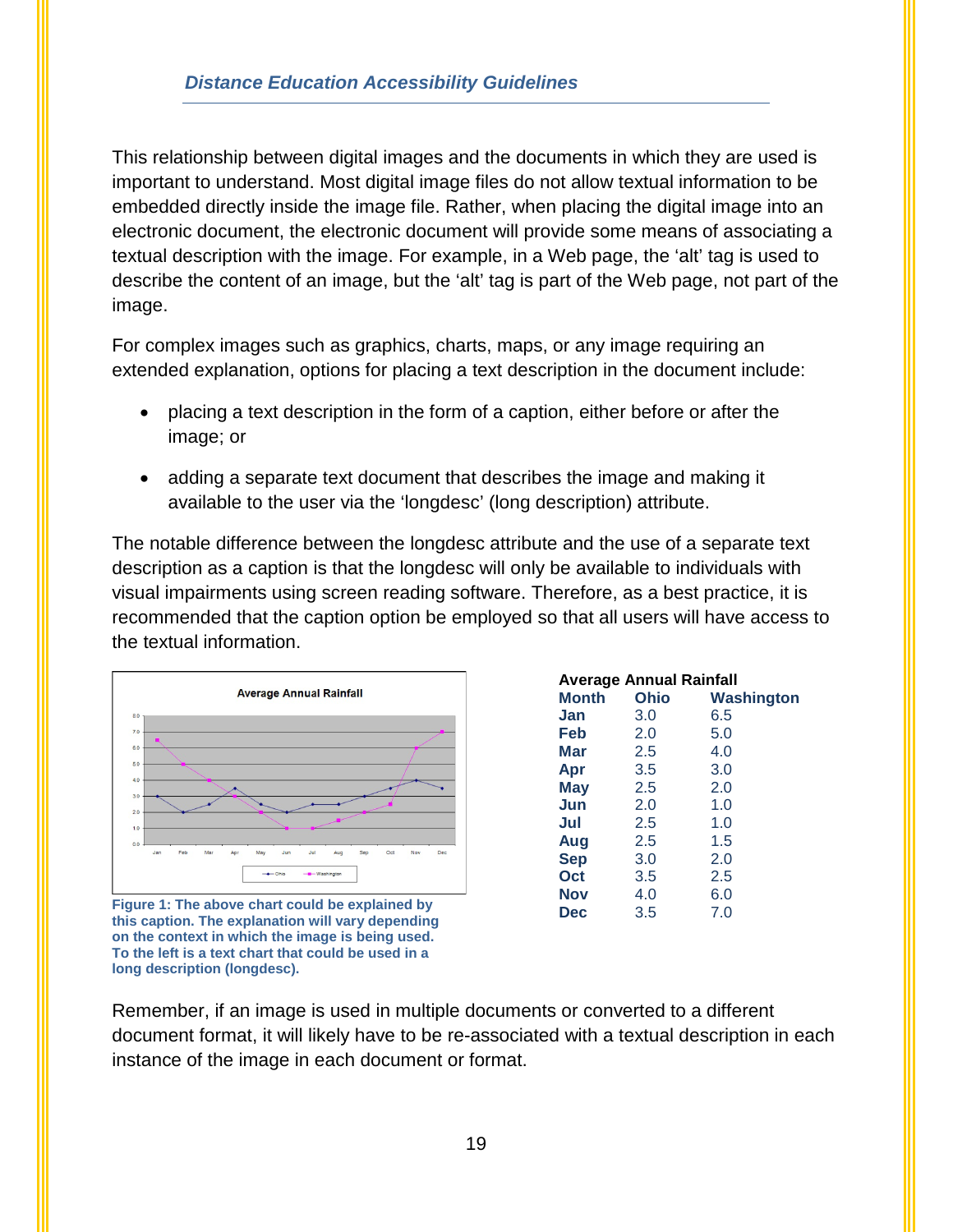This relationship between digital images and the documents in which they are used is important to understand. Most digital image files do not allow textual information to be embedded directly inside the image file. Rather, when placing the digital image into an electronic document, the electronic document will provide some means of associating a textual description with the image. For example, in a Web page, the 'alt' tag is used to describe the content of an image, but the 'alt' tag is part of the Web page, not part of the image.

For complex images such as graphics, charts, maps, or any image requiring an extended explanation, options for placing a text description in the document include:

- placing a text description in the form of a caption, either before or after the image; or
- adding a separate text document that describes the image and making it available to the user via the 'longdesc' (long description) attribute.

The notable difference between the longdesc attribute and the use of a separate text description as a caption is that the longdesc will only be available to individuals with visual impairments using screen reading software. Therefore, as a best practice, it is recommended that the caption option be employed so that all users will have access to the textual information.

**Figure 1: The above chart could be explained by this caption. The explanation will vary depending on the context in which the image is being used. To the left is a text chart that could be used in a long description (longdesc).**

**Average Annual Rainfall**

| Month | Ohio | Washington |
|---|---|---|
| Jan | 3.0 | 6.5 |
| Feb | 2.0 | 5.0 |
| Mar | 2.5 | 4.0 |
| Apr | 3.5 | 3.0 |
| May | 2.5 | 2.0 |
| Jun | 2.0 | 1.0 |
| Jul | 2.5 | 1.0 |
| Aug | 2.5 | 1.5 |
| Sep | 3.0 | 2.0 |
| Oct | 3.5 | 2.5 |
| Nov | 4.0 | 6.0 |
| Dec | 3.5 | 7.0 |

Remember, if an image is used in multiple documents or converted to a different document format, it will likely have to be re-associated with a textual description in each instance of the image in each document or format.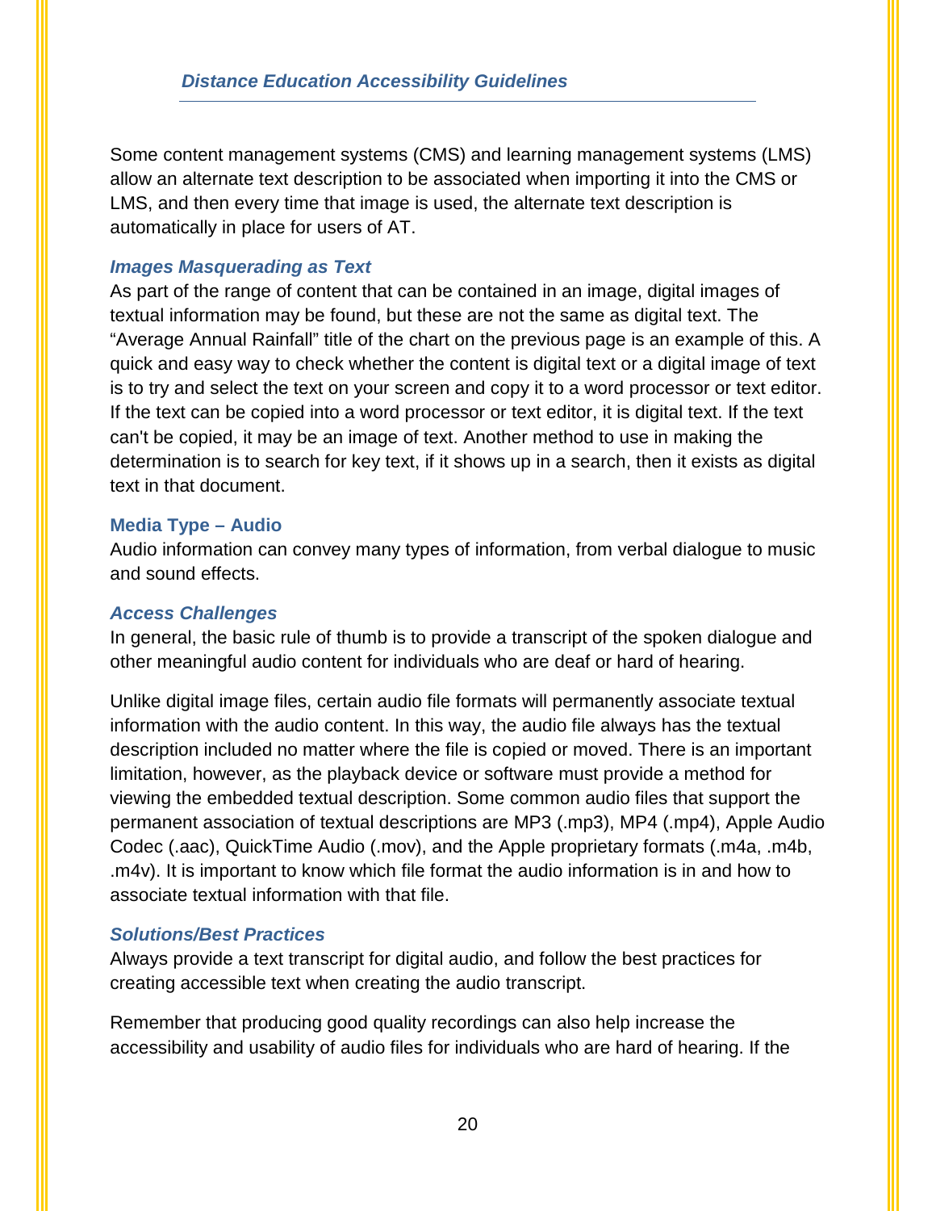Some content management systems (CMS) and learning management systems (LMS) allow an alternate text description to be associated when importing it into the CMS or LMS, and then every time that image is used, the alternate text description is automatically in place for users of AT.

#### *Images Masquerading as Text*

As part of the range of content that can be contained in an image, digital images of textual information may be found, but these are not the same as digital text. The “Average Annual Rainfall” title of the chart on the previous page is an example of this. A quick and easy way to check whether the content is digital text or a digital image of text is to try and select the text on your screen and copy it to a word processor or text editor. If the text can be copied into a word processor or text editor, it is digital text. If the text can't be copied, it may be an image of text. Another method to use in making the determination is to search for key text, if it shows up in a search, then it exists as digital text in that document.

### Media Type – Audio

Audio information can convey many types of information, from verbal dialogue to music and sound effects.

#### *Access Challenges*

In general, the basic rule of thumb is to provide a transcript of the spoken dialogue and other meaningful audio content for individuals who are deaf or hard of hearing.

Unlike digital image files, certain audio file formats will permanently associate textual information with the audio content. In this way, the audio file always has the textual description included no matter where the file is copied or moved. There is an important limitation, however, as the playback device or software must provide a method for viewing the embedded textual description. Some common audio files that support the permanent association of textual descriptions are MP3 (.mp3), MP4 (.mp4), Apple Audio Codec (.aac), QuickTime Audio (.mov), and the Apple proprietary formats (.m4a, .m4b, .m4v). It is important to know which file format the audio information is in and how to associate textual information with that file.

#### *Solutions/Best Practices*

Always provide a text transcript for digital audio, and follow the best practices for creating accessible text when creating the audio transcript.

Remember that producing good quality recordings can also help increase the accessibility and usability of audio files for individuals who are hard of hearing. If the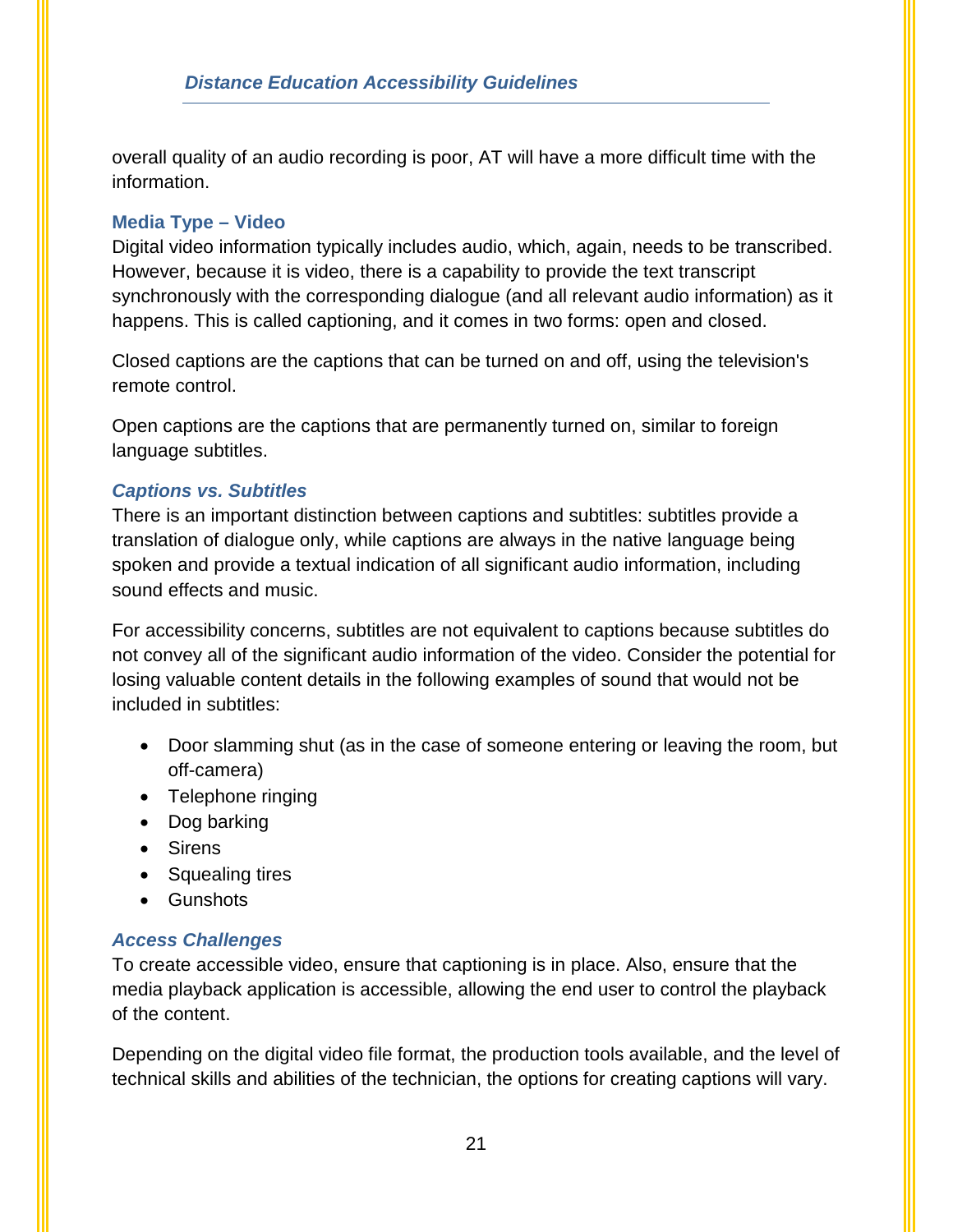overall quality of an audio recording is poor, AT will have a more difficult time with the information.

### Media Type – Video

Digital video information typically includes audio, which, again, needs to be transcribed. However, because it is video, there is a capability to provide the text transcript synchronously with the corresponding dialogue (and all relevant audio information) as it happens. This is called captioning, and it comes in two forms: open and closed.

Closed captions are the captions that can be turned on and off, using the television's remote control.

Open captions are the captions that are permanently turned on, similar to foreign language subtitles.

#### *Captions vs. Subtitles*

There is an important distinction between captions and subtitles: subtitles provide a translation of dialogue only, while captions are always in the native language being spoken and provide a textual indication of all significant audio information, including sound effects and music.

For accessibility concerns, subtitles are not equivalent to captions because subtitles do not convey all of the significant audio information of the video. Consider the potential for losing valuable content details in the following examples of sound that would not be included in subtitles:

- Door slamming shut (as in the case of someone entering or leaving the room, but off-camera)
- Telephone ringing
- Dog barking
- Sirens
- Squealing tires
- Gunshots

#### *Access Challenges*

To create accessible video, ensure that captioning is in place. Also, ensure that the media playback application is accessible, allowing the end user to control the playback of the content.

Depending on the digital video file format, the production tools available, and the level of technical skills and abilities of the technician, the options for creating captions will vary.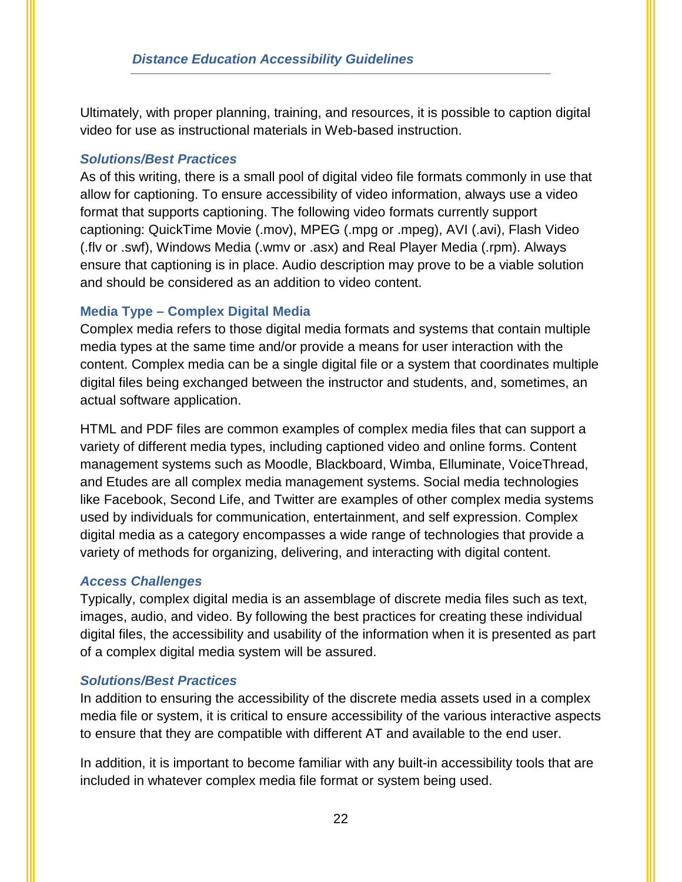Ultimately, with proper planning, training, and resources, it is possible to caption digital video for use as instructional materials in Web-based instruction.

#### *Solutions/Best Practices*

As of this writing, there is a small pool of digital video file formats commonly in use that allow for captioning. To ensure accessibility of video information, always use a video format that supports captioning. The following video formats currently support captioning: QuickTime Movie (.mov), MPEG (.mpg or .mpeg), AVI (.avi), Flash Video (.flv or .swf), Windows Media (.wmv or .asx) and Real Player Media (.rpm). Always ensure that captioning is in place. Audio description may prove to be a viable solution and should be considered as an addition to video content.

### Media Type – Complex Digital Media

Complex media refers to those digital media formats and systems that contain multiple media types at the same time and/or provide a means for user interaction with the content. Complex media can be a single digital file or a system that coordinates multiple digital files being exchanged between the instructor and students, and, sometimes, an actual software application.

HTML and PDF files are common examples of complex media files that can support a variety of different media types, including captioned video and online forms. Content management systems such as Moodle, Blackboard, Wimba, Elluminate, VoiceThread, and Etudes are all complex media management systems. Social media technologies like Facebook, Second Life, and Twitter are examples of other complex media systems used by individuals for communication, entertainment, and self expression. Complex digital media as a category encompasses a wide range of technologies that provide a variety of methods for organizing, delivering, and interacting with digital content.

#### *Access Challenges*

Typically, complex digital media is an assemblage of discrete media files such as text, images, audio, and video. By following the best practices for creating these individual digital files, the accessibility and usability of the information when it is presented as part of a complex digital media system will be assured.

#### *Solutions/Best Practices*

In addition to ensuring the accessibility of the discrete media assets used in a complex media file or system, it is critical to ensure accessibility of the various interactive aspects to ensure that they are compatible with different AT and available to the end user.

In addition, it is important to become familiar with any built-in accessibility tools that are included in whatever complex media file format or system being used.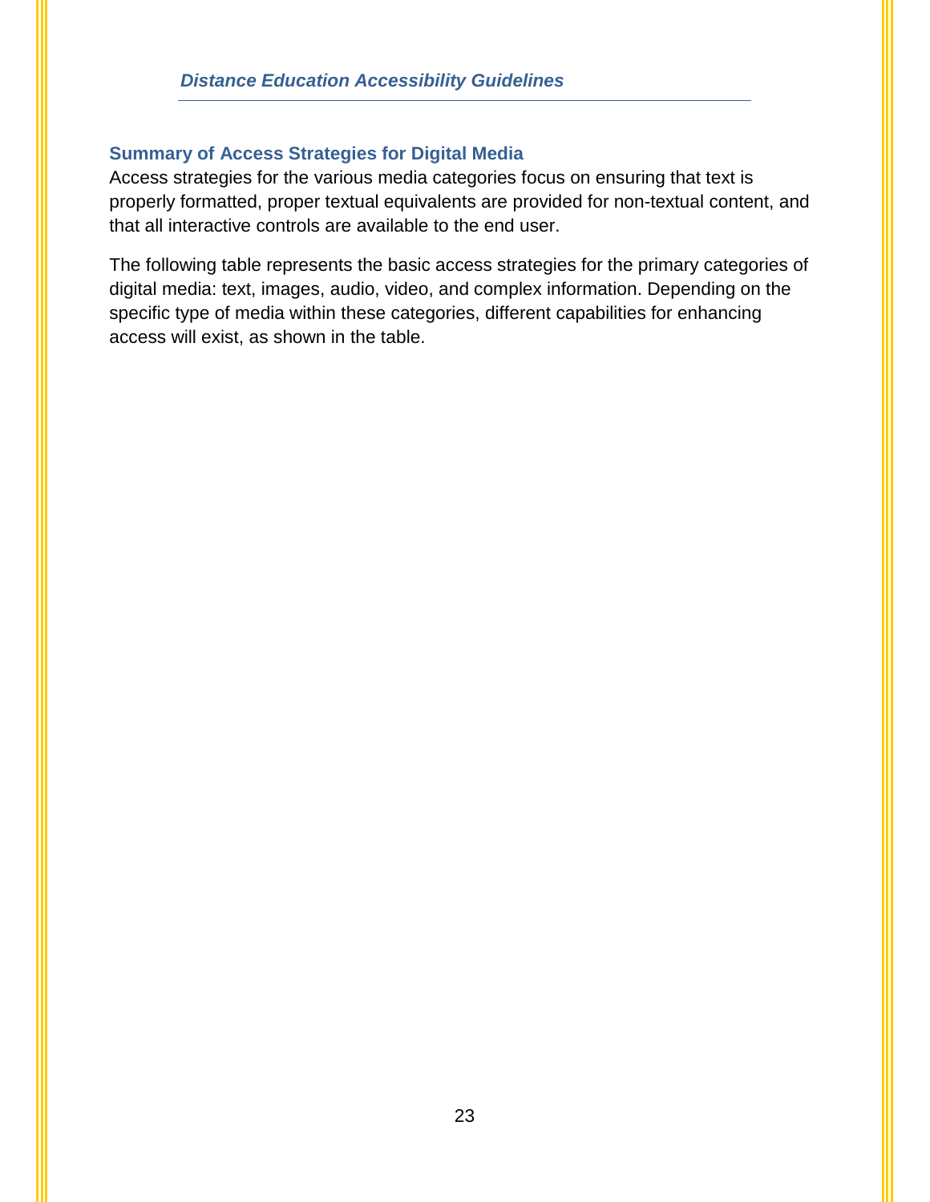## Summary of Access Strategies for Digital Media

Access strategies for the various media categories focus on ensuring that text is properly formatted, proper textual equivalents are provided for non-textual content, and that all interactive controls are available to the end user.

The following table represents the basic access strategies for the primary categories of digital media: text, images, audio, video, and complex information. Depending on the specific type of media within these categories, different capabilities for enhancing access will exist, as shown in the table.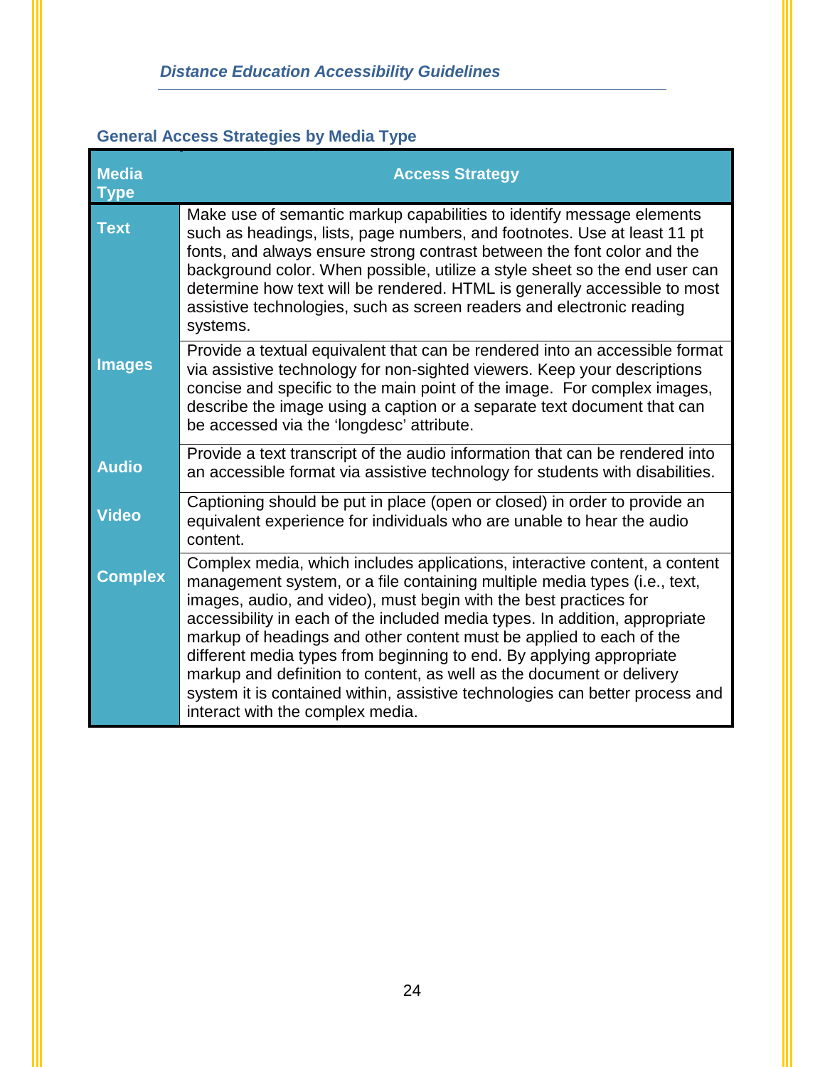## General Access Strategies by Media Type

| Media Type | Access Strategy |
| --- | --- |
| **Text** | Make use of semantic markup capabilities to identify message elements such as headings, lists, page numbers, and footnotes. Use at least 11 pt fonts, and always ensure strong contrast between the font color and the background color. When possible, utilize a style sheet so the end user can determine how text will be rendered. HTML is generally accessible to most assistive technologies, such as screen readers and electronic reading systems. |
| **Images** | Provide a textual equivalent that can be rendered into an accessible format via assistive technology for non-sighted viewers. Keep your descriptions concise and specific to the main point of the image. For complex images, describe the image using a caption or a separate text document that can be accessed via the 'longdesc' attribute. |
| **Audio** | Provide a text transcript of the audio information that can be rendered into an accessible format via assistive technology for students with disabilities. |
| **Video** | Captioning should be put in place (open or closed) in order to provide an equivalent experience for individuals who are unable to hear the audio content. |
| **Complex** | Complex media, which includes applications, interactive content, a content management system, or a file containing multiple media types (i.e., text, images, audio, and video), must begin with the best practices for accessibility in each of the included media types. In addition, appropriate markup of headings and other content must be applied to each of the different media types from beginning to end. By applying appropriate markup and definition to content, as well as the document or delivery system it is contained within, assistive technologies can better process and interact with the complex media. |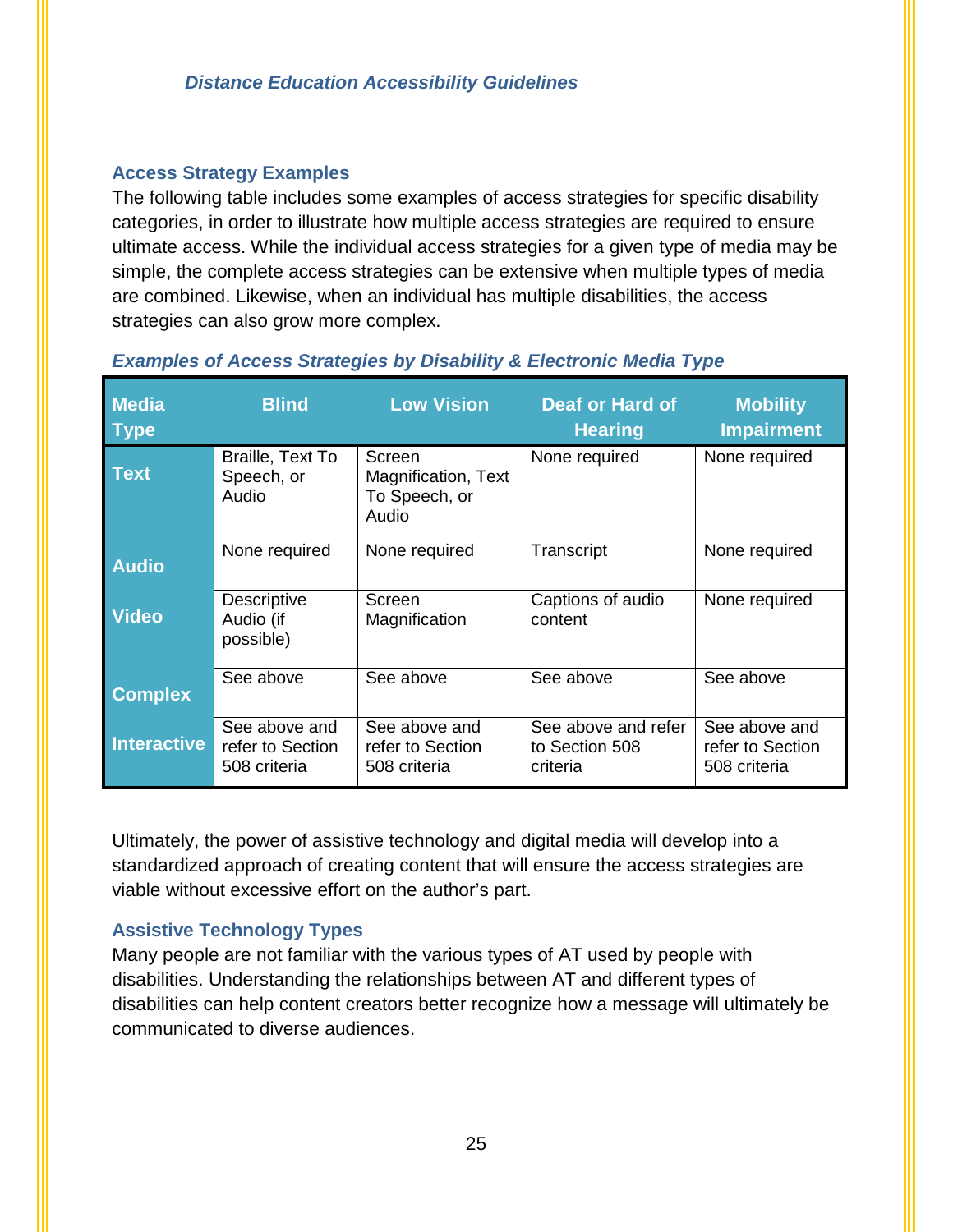## Access Strategy Examples

The following table includes some examples of access strategies for specific disability categories, in order to illustrate how multiple access strategies are required to ensure ultimate access. While the individual access strategies for a given type of media may be simple, the complete access strategies can be extensive when multiple types of media are combined. Likewise, when an individual has multiple disabilities, the access strategies can also grow more complex.

### *Examples of Access Strategies by Disability & Electronic Media Type*

| Media Type | Blind | Low Vision | Deaf or Hard of Hearing | Mobility Impairment |
|---|---|---|---|---|
| **Text** | Braille, Text To Speech, or Audio | Screen Magnification, Text To Speech, or Audio | None required | None required |
| **Audio** | None required | None required | Transcript | None required |
| **Video** | Descriptive Audio (if possible) | Screen Magnification | Captions of audio content | None required |
| **Complex** | See above | See above | See above | See above |
| **Interactive** | See above and refer to Section 508 criteria | See above and refer to Section 508 criteria | See above and refer to Section 508 criteria | See above and refer to Section 508 criteria |

Ultimately, the power of assistive technology and digital media will develop into a standardized approach of creating content that will ensure the access strategies are viable without excessive effort on the author's part.

## Assistive Technology Types

Many people are not familiar with the various types of AT used by people with disabilities. Understanding the relationships between AT and different types of disabilities can help content creators better recognize how a message will ultimately be communicated to diverse audiences.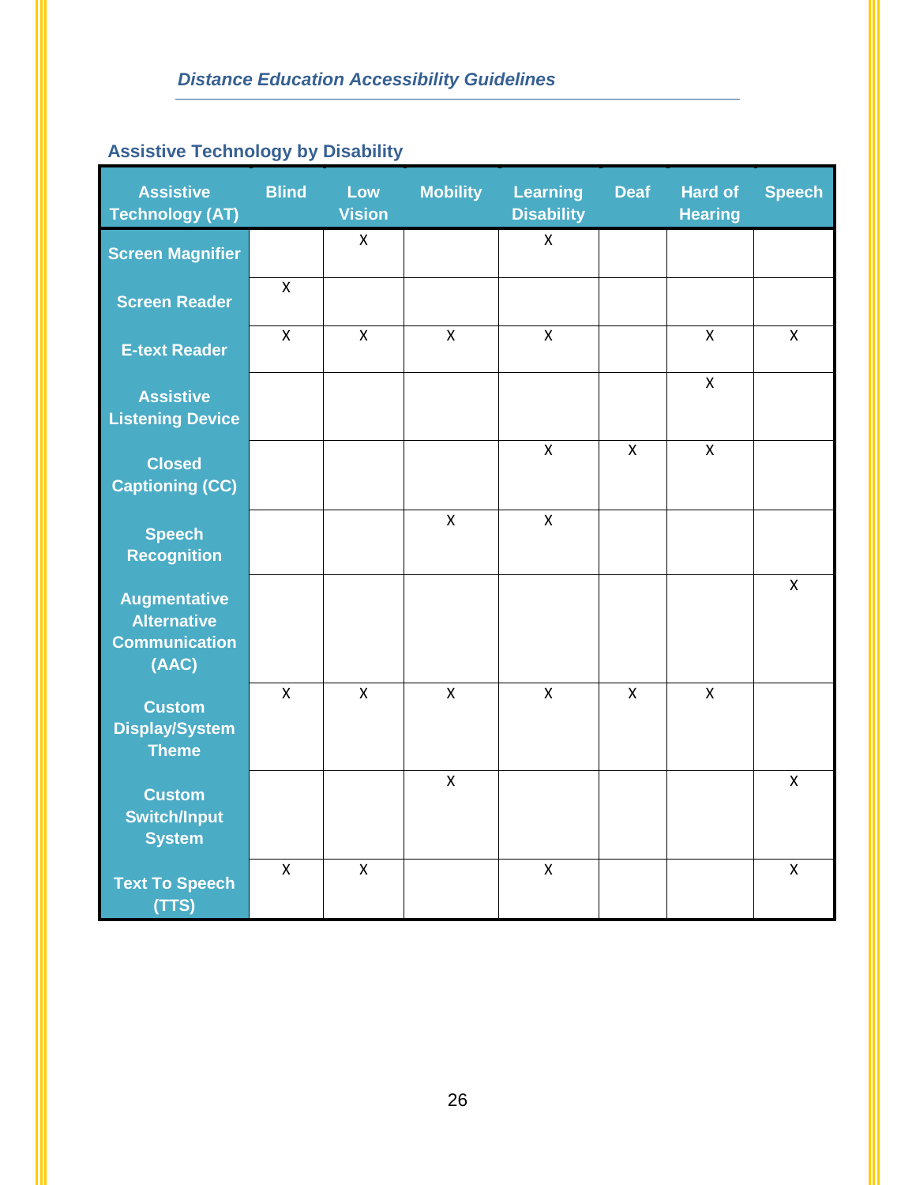## Assistive Technology by Disability

| Assistive Technology (AT) | Blind | Low Vision | Mobility | Learning Disability | Deaf | Hard of Hearing | Speech |
|---|---|---|---|---|---|---|---|
| Screen Magnifier | | X | | X | | | |
| Screen Reader | X | | | | | | |
| E-text Reader | X | X | X | X | | X | X |
| Assistive Listening Device | | | | | | X | |
| Closed Captioning (CC) | | | | X | X | X | |
| Speech Recognition | | | X | X | | | |
| Augmentative Alternative Communication (AAC) | | | | | | | X |
| Custom Display/System Theme | X | X | X | X | X | X | |
| Custom Switch/Input System | | | X | | | | X |
| Text To Speech (TTS) | X | X | | X | | | X |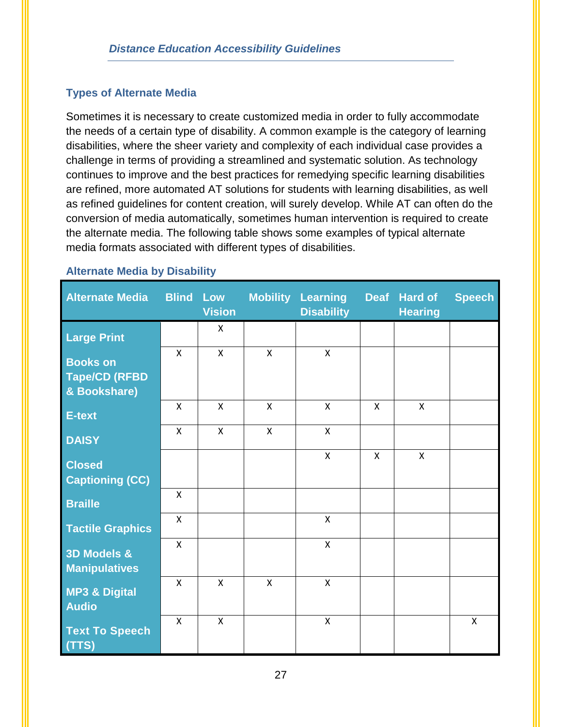### Types of Alternate Media

Sometimes it is necessary to create customized media in order to fully accommodate the needs of a certain type of disability. A common example is the category of learning disabilities, where the sheer variety and complexity of each individual case provides a challenge in terms of providing a streamlined and systematic solution. As technology continues to improve and the best practices for remedying specific learning disabilities are refined, more automated AT solutions for students with learning disabilities, as well as refined guidelines for content creation, will surely develop. While AT can often do the conversion of media automatically, sometimes human intervention is required to create the alternate media. The following table shows some examples of typical alternate media formats associated with different types of disabilities.

#### Alternate Media by Disability

| Alternate Media | Blind | Low Vision | Mobility | Learning Disability | Deaf | Hard of Hearing | Speech |
|---|---|---|---|---|---|---|---|
| Large Print | | X | | | | | |
| Books on Tape/CD (RFBD & Bookshare) | X | X | X | X | | | |
| E-text | X | X | X | X | X | X | |
| DAISY | X | X | X | X | | | |
| Closed Captioning (CC) | | | | X | X | X | |
| Braille | X | | | | | | |
| Tactile Graphics | X | | | X | | | |
| 3D Models & Manipulatives | X | | | X | | | |
| MP3 & Digital Audio | X | X | X | X | | | |
| Text To Speech (TTS) | X | X | | X | | | X |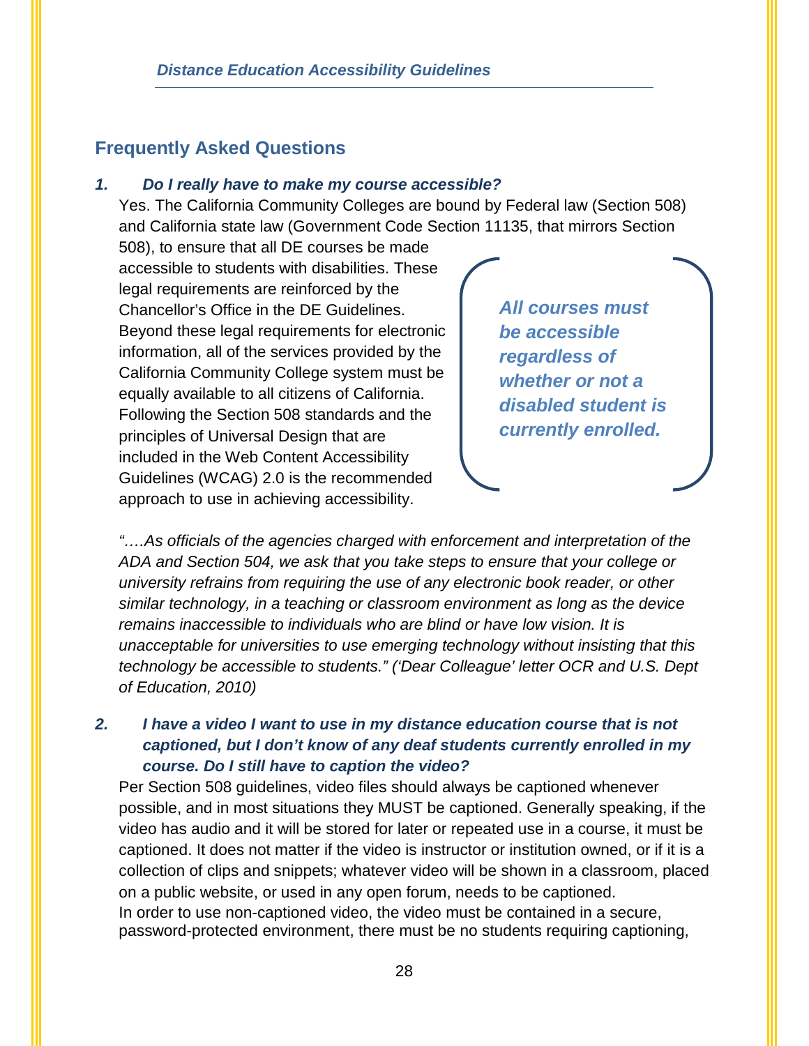## Frequently Asked Questions

### *1. Do I really have to make my course accessible?*

Yes. The California Community Colleges are bound by Federal law (Section 508) and California state law (Government Code Section 11135, that mirrors Section 508), to ensure that all DE courses be made accessible to students with disabilities. These legal requirements are reinforced by the Chancellor's Office in the DE Guidelines. Beyond these legal requirements for electronic information, all of the services provided by the California Community College system must be equally available to all citizens of California. Following the Section 508 standards and the principles of Universal Design that are included in the Web Content Accessibility Guidelines (WCAG) 2.0 is the recommended approach to use in achieving accessibility.

> ***All courses must be accessible regardless of whether or not a disabled student is currently enrolled.***

*"….As officials of the agencies charged with enforcement and interpretation of the ADA and Section 504, we ask that you take steps to ensure that your college or university refrains from requiring the use of any electronic book reader, or other similar technology, in a teaching or classroom environment as long as the device remains inaccessible to individuals who are blind or have low vision. It is unacceptable for universities to use emerging technology without insisting that this technology be accessible to students." ('Dear Colleague' letter OCR and U.S. Dept of Education, 2010)*

### *2. I have a video I want to use in my distance education course that is not captioned, but I don't know of any deaf students currently enrolled in my course. Do I still have to caption the video?*

Per Section 508 guidelines, video files should always be captioned whenever possible, and in most situations they MUST be captioned. Generally speaking, if the video has audio and it will be stored for later or repeated use in a course, it must be captioned. It does not matter if the video is instructor or institution owned, or if it is a collection of clips and snippets; whatever video will be shown in a classroom, placed on a public website, or used in any open forum, needs to be captioned.

In order to use non-captioned video, the video must be contained in a secure, password-protected environment, there must be no students requiring captioning,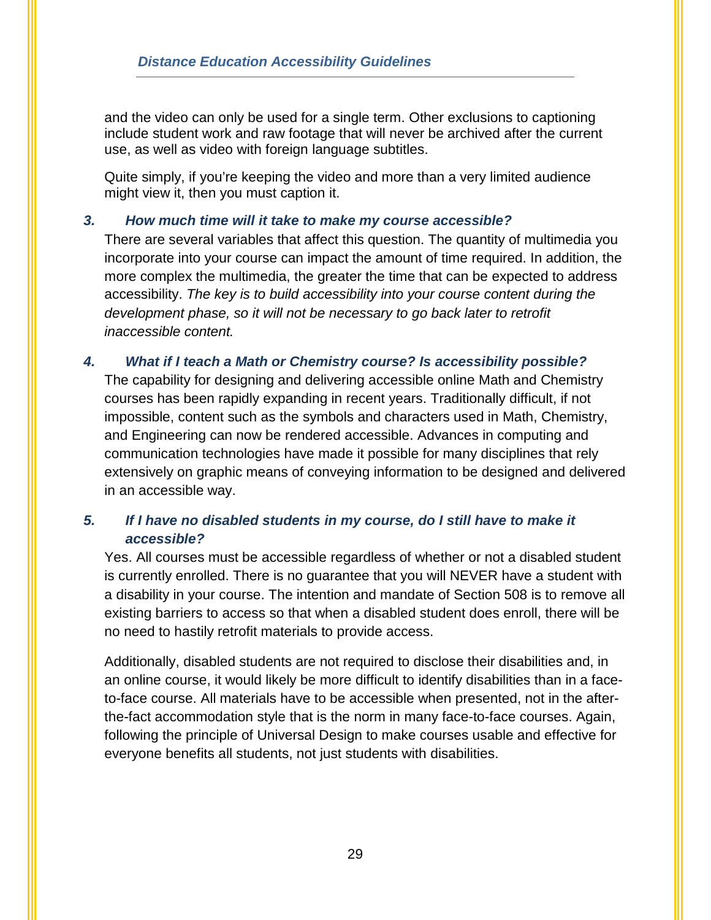and the video can only be used for a single term. Other exclusions to captioning include student work and raw footage that will never be archived after the current use, as well as video with foreign language subtitles.

Quite simply, if you're keeping the video and more than a very limited audience might view it, then you must caption it.

### *3. How much time will it take to make my course accessible?*

There are several variables that affect this question. The quantity of multimedia you incorporate into your course can impact the amount of time required. In addition, the more complex the multimedia, the greater the time that can be expected to address accessibility. *The key is to build accessibility into your course content during the development phase, so it will not be necessary to go back later to retrofit inaccessible content.*

### *4. What if I teach a Math or Chemistry course? Is accessibility possible?*

The capability for designing and delivering accessible online Math and Chemistry courses has been rapidly expanding in recent years. Traditionally difficult, if not impossible, content such as the symbols and characters used in Math, Chemistry, and Engineering can now be rendered accessible. Advances in computing and communication technologies have made it possible for many disciplines that rely extensively on graphic means of conveying information to be designed and delivered in an accessible way.

### *5. If I have no disabled students in my course, do I still have to make it accessible?*

Yes. All courses must be accessible regardless of whether or not a disabled student is currently enrolled. There is no guarantee that you will NEVER have a student with a disability in your course. The intention and mandate of Section 508 is to remove all existing barriers to access so that when a disabled student does enroll, there will be no need to hastily retrofit materials to provide access.

Additionally, disabled students are not required to disclose their disabilities and, in an online course, it would likely be more difficult to identify disabilities than in a face-to-face course. All materials have to be accessible when presented, not in the after-the-fact accommodation style that is the norm in many face-to-face courses. Again, following the principle of Universal Design to make courses usable and effective for everyone benefits all students, not just students with disabilities.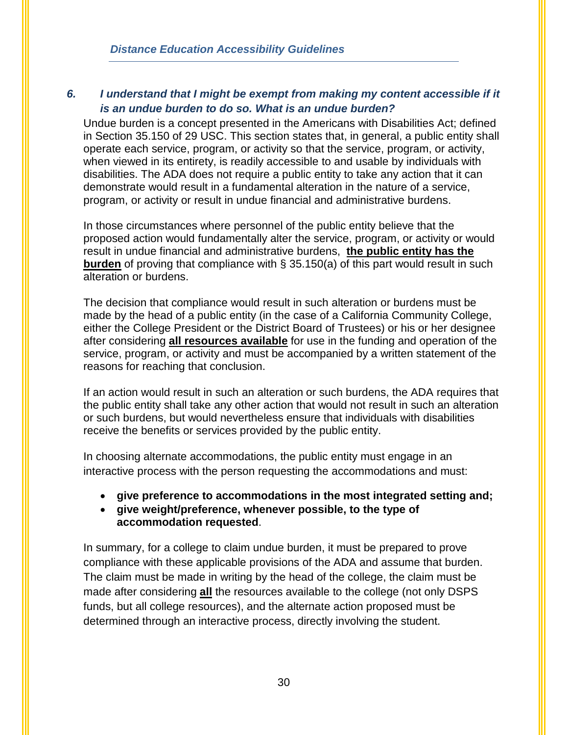### *6. I understand that I might be exempt from making my content accessible if it is an undue burden to do so. What is an undue burden?*

Undue burden is a concept presented in the Americans with Disabilities Act; defined in Section 35.150 of 29 USC. This section states that, in general, a public entity shall operate each service, program, or activity so that the service, program, or activity, when viewed in its entirety, is readily accessible to and usable by individuals with disabilities. The ADA does not require a public entity to take any action that it can demonstrate would result in a fundamental alteration in the nature of a service, program, or activity or result in undue financial and administrative burdens.

In those circumstances where personnel of the public entity believe that the proposed action would fundamentally alter the service, program, or activity or would result in undue financial and administrative burdens, **the public entity has the burden** of proving that compliance with § 35.150(a) of this part would result in such alteration or burdens.

The decision that compliance would result in such alteration or burdens must be made by the head of a public entity (in the case of a California Community College, either the College President or the District Board of Trustees) or his or her designee after considering **all resources available** for use in the funding and operation of the service, program, or activity and must be accompanied by a written statement of the reasons for reaching that conclusion.

If an action would result in such an alteration or such burdens, the ADA requires that the public entity shall take any other action that would not result in such an alteration or such burdens, but would nevertheless ensure that individuals with disabilities receive the benefits or services provided by the public entity.

In choosing alternate accommodations, the public entity must engage in an interactive process with the person requesting the accommodations and must:

- **give preference to accommodations in the most integrated setting and;**
- **give weight/preference, whenever possible, to the type of accommodation requested**.

In summary, for a college to claim undue burden, it must be prepared to prove compliance with these applicable provisions of the ADA and assume that burden. The claim must be made in writing by the head of the college, the claim must be made after considering **all** the resources available to the college (not only DSPS funds, but all college resources), and the alternate action proposed must be determined through an interactive process, directly involving the student.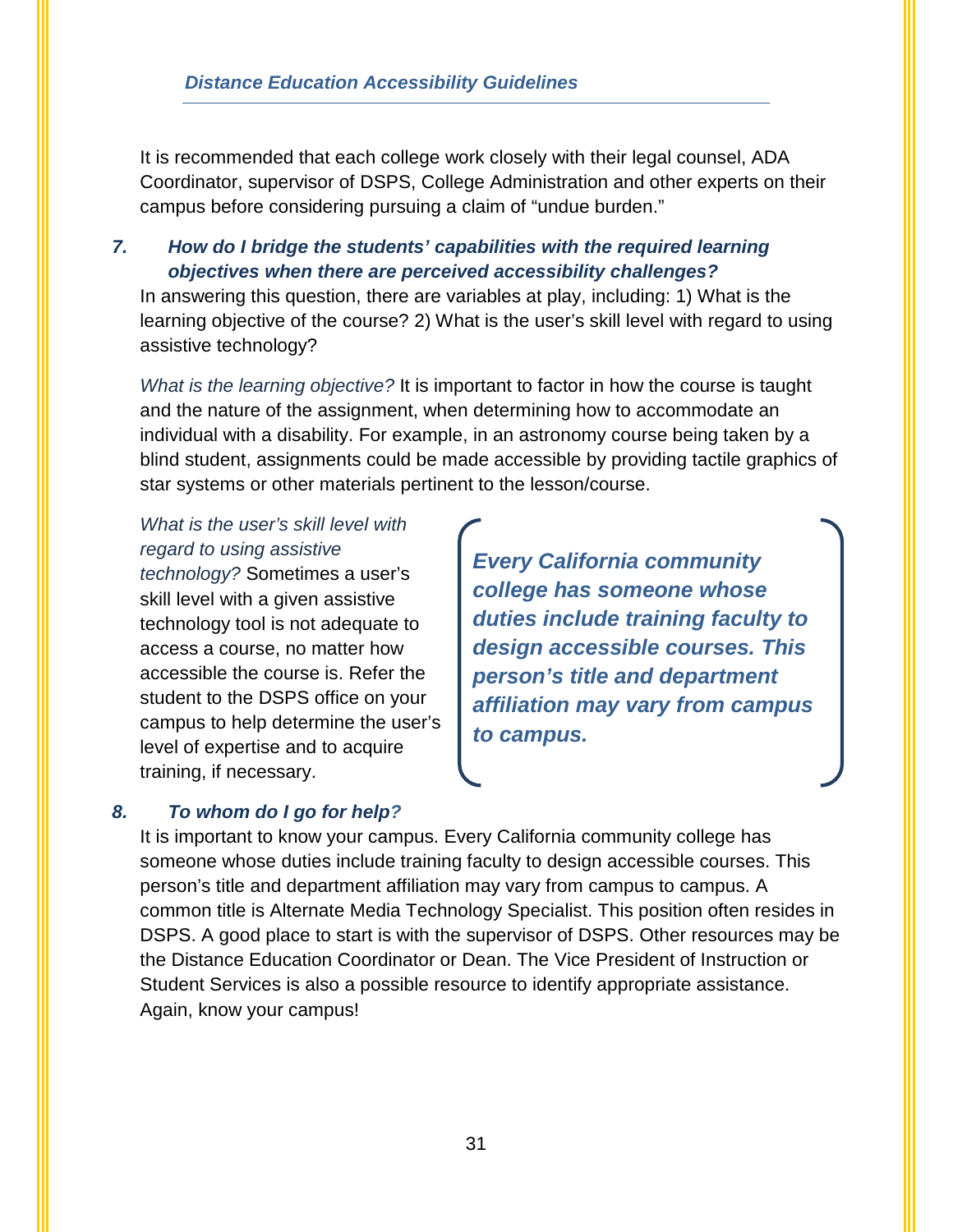It is recommended that each college work closely with their legal counsel, ADA Coordinator, supervisor of DSPS, College Administration and other experts on their campus before considering pursuing a claim of "undue burden."

### 7. *How do I bridge the students' capabilities with the required learning objectives when there are perceived accessibility challenges?*

In answering this question, there are variables at play, including: 1) What is the learning objective of the course? 2) What is the user's skill level with regard to using assistive technology?

*What is the learning objective?* It is important to factor in how the course is taught and the nature of the assignment, when determining how to accommodate an individual with a disability. For example, in an astronomy course being taken by a blind student, assignments could be made accessible by providing tactile graphics of star systems or other materials pertinent to the lesson/course.

*What is the user's skill level with regard to using assistive technology?* Sometimes a user's skill level with a given assistive technology tool is not adequate to access a course, no matter how accessible the course is. Refer the student to the DSPS office on your campus to help determine the user's level of expertise and to acquire training, if necessary.

> ***Every California community college has someone whose duties include training faculty to design accessible courses. This person's title and department affiliation may vary from campus to campus.***

### 8. *To whom do I go for help?*

It is important to know your campus. Every California community college has someone whose duties include training faculty to design accessible courses. This person's title and department affiliation may vary from campus to campus. A common title is Alternate Media Technology Specialist. This position often resides in DSPS. A good place to start is with the supervisor of DSPS. Other resources may be the Distance Education Coordinator or Dean. The Vice President of Instruction or Student Services is also a possible resource to identify appropriate assistance. Again, know your campus!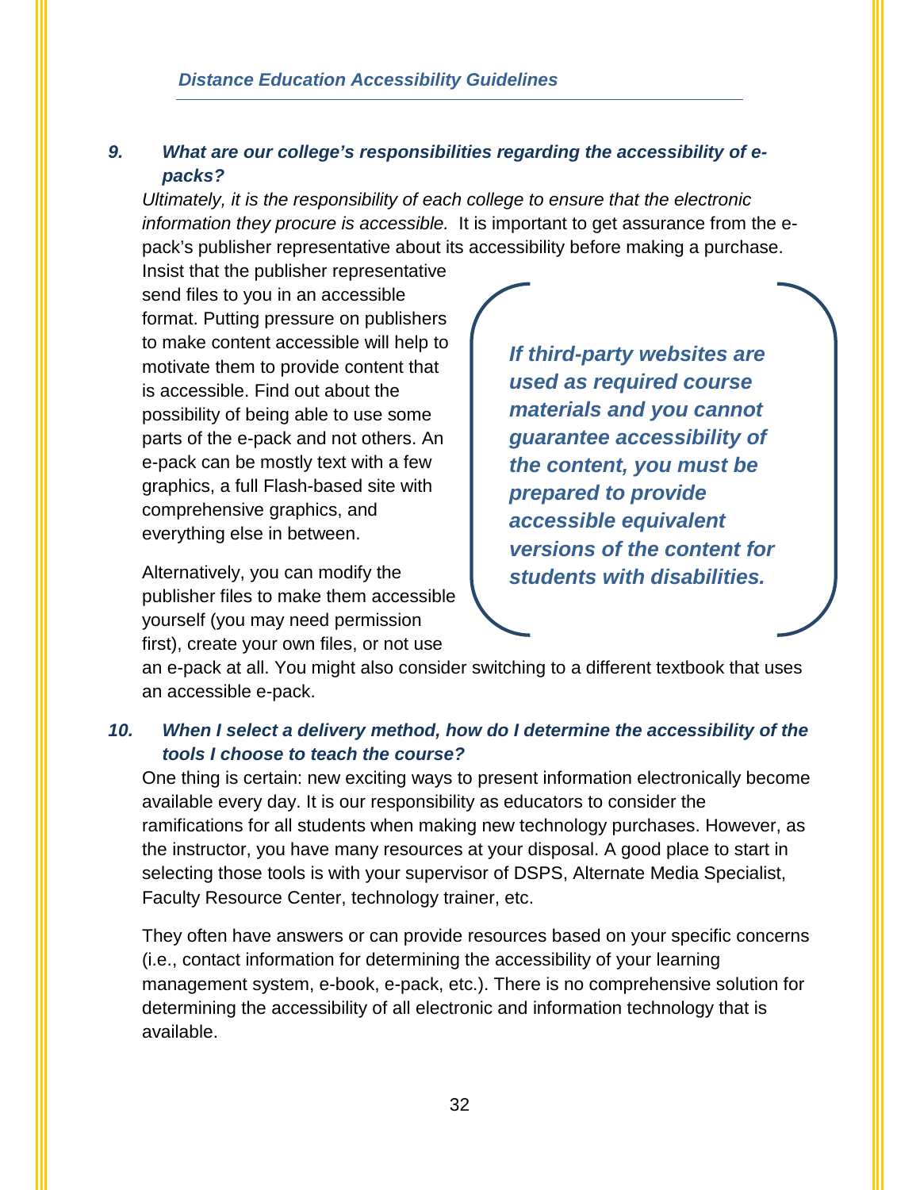### *9. What are our college's responsibilities regarding the accessibility of e-packs?*

*Ultimately, it is the responsibility of each college to ensure that the electronic information they procure is accessible.* It is important to get assurance from the e-pack's publisher representative about its accessibility before making a purchase. Insist that the publisher representative send files to you in an accessible format. Putting pressure on publishers to make content accessible will help to motivate them to provide content that is accessible. Find out about the possibility of being able to use some parts of the e-pack and not others. An e-pack can be mostly text with a few graphics, a full Flash-based site with comprehensive graphics, and everything else in between.

> ***If third-party websites are used as required course materials and you cannot guarantee accessibility of the content, you must be prepared to provide accessible equivalent versions of the content for students with disabilities.***

Alternatively, you can modify the publisher files to make them accessible yourself (you may need permission first), create your own files, or not use an e-pack at all. You might also consider switching to a different textbook that uses an accessible e-pack.

### *10. When I select a delivery method, how do I determine the accessibility of the tools I choose to teach the course?*

One thing is certain: new exciting ways to present information electronically become available every day. It is our responsibility as educators to consider the ramifications for all students when making new technology purchases. However, as the instructor, you have many resources at your disposal. A good place to start in selecting those tools is with your supervisor of DSPS, Alternate Media Specialist, Faculty Resource Center, technology trainer, etc.

They often have answers or can provide resources based on your specific concerns (i.e., contact information for determining the accessibility of your learning management system, e-book, e-pack, etc.). There is no comprehensive solution for determining the accessibility of all electronic and information technology that is available.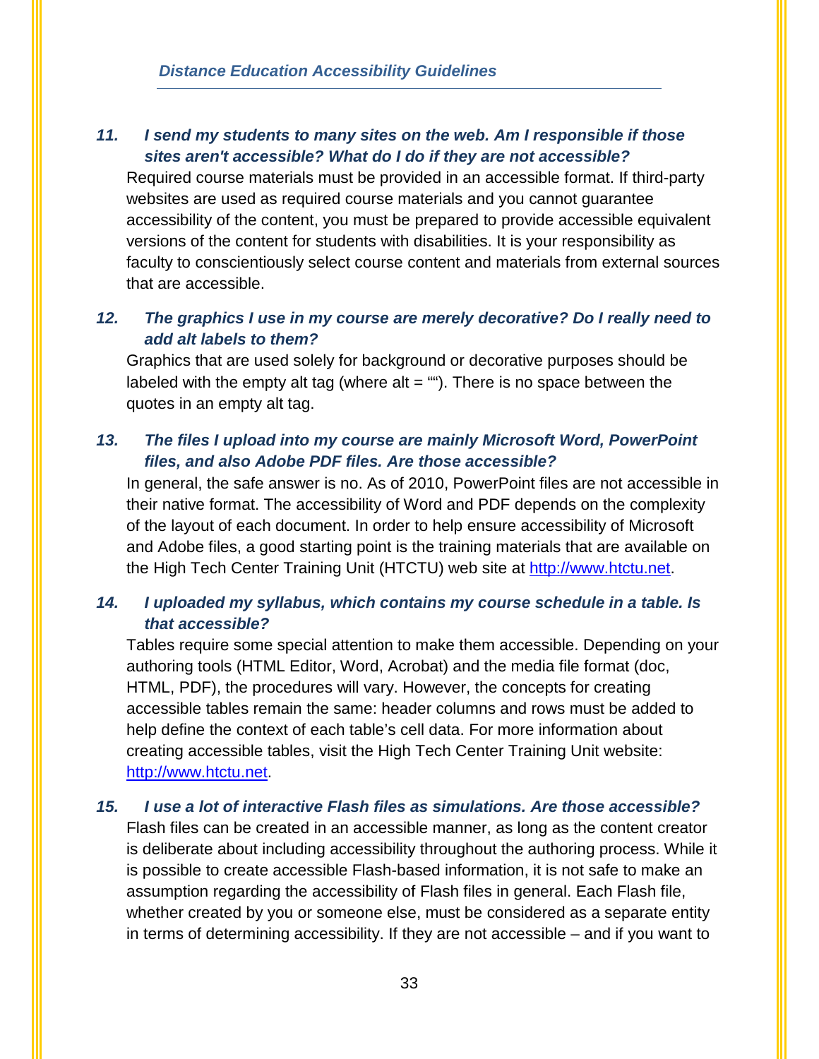### 11. I send my students to many sites on the web. Am I responsible if those sites aren't accessible? What do I do if they are not accessible?

Required course materials must be provided in an accessible format. If third-party websites are used as required course materials and you cannot guarantee accessibility of the content, you must be prepared to provide accessible equivalent versions of the content for students with disabilities. It is your responsibility as faculty to conscientiously select course content and materials from external sources that are accessible.

### 12. The graphics I use in my course are merely decorative? Do I really need to add alt labels to them?

Graphics that are used solely for background or decorative purposes should be labeled with the empty alt tag (where alt = ""). There is no space between the quotes in an empty alt tag.

### 13. The files I upload into my course are mainly Microsoft Word, PowerPoint files, and also Adobe PDF files. Are those accessible?

In general, the safe answer is no. As of 2010, PowerPoint files are not accessible in their native format. The accessibility of Word and PDF depends on the complexity of the layout of each document. In order to help ensure accessibility of Microsoft and Adobe files, a good starting point is the training materials that are available on the High Tech Center Training Unit (HTCTU) web site at [http://www.htctu.net](http://www.htctu.net).

### 14. I uploaded my syllabus, which contains my course schedule in a table. Is that accessible?

Tables require some special attention to make them accessible. Depending on your authoring tools (HTML Editor, Word, Acrobat) and the media file format (doc, HTML, PDF), the procedures will vary. However, the concepts for creating accessible tables remain the same: header columns and rows must be added to help define the context of each table's cell data. For more information about creating accessible tables, visit the High Tech Center Training Unit website: [http://www.htctu.net](http://www.htctu.net).

### 15. I use a lot of interactive Flash files as simulations. Are those accessible?

Flash files can be created in an accessible manner, as long as the content creator is deliberate about including accessibility throughout the authoring process. While it is possible to create accessible Flash-based information, it is not safe to make an assumption regarding the accessibility of Flash files in general. Each Flash file, whether created by you or someone else, must be considered as a separate entity in terms of determining accessibility. If they are not accessible – and if you want to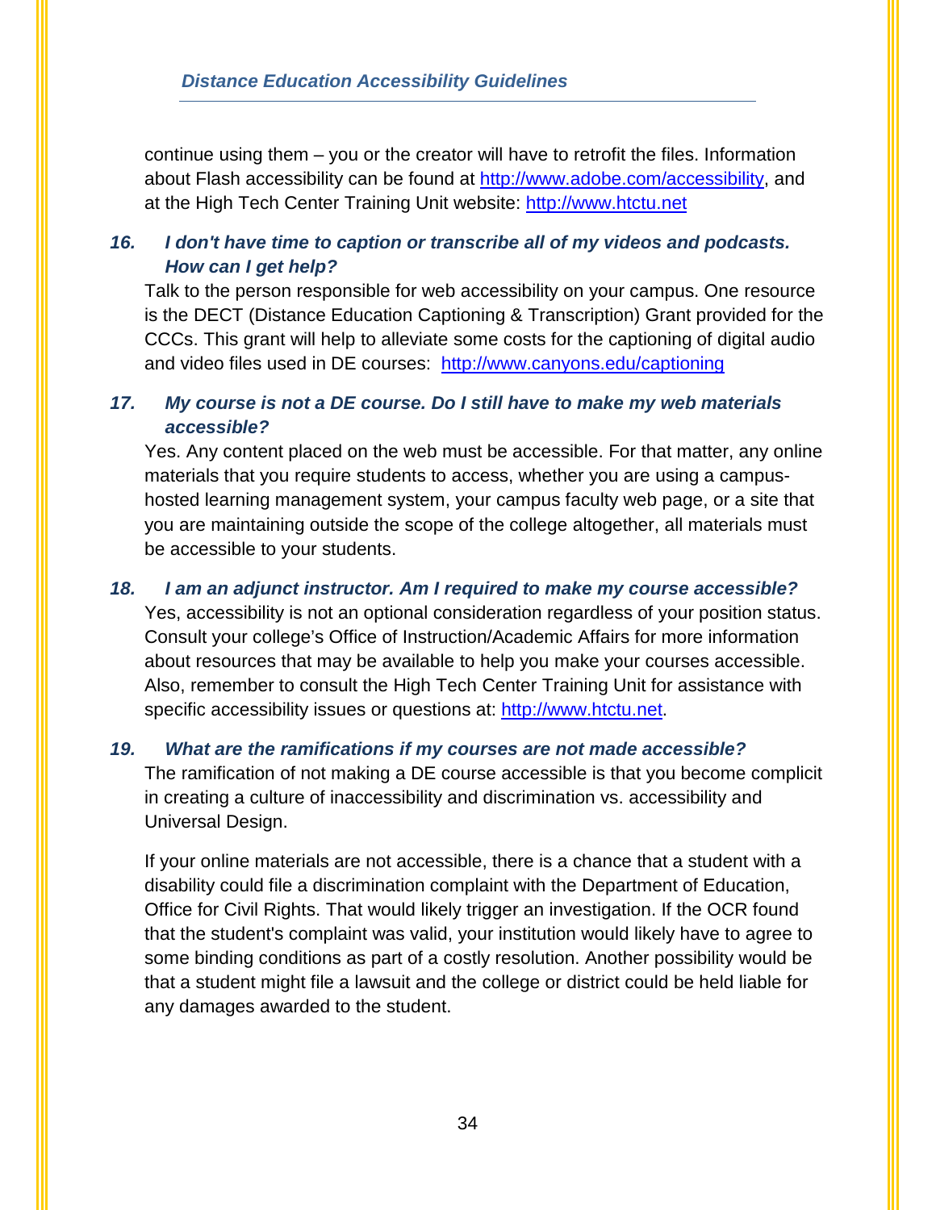continue using them – you or the creator will have to retrofit the files. Information about Flash accessibility can be found at http://www.adobe.com/accessibility, and at the High Tech Center Training Unit website: http://www.htctu.net

***16. I don't have time to caption or transcribe all of my videos and podcasts. How can I get help?***

Talk to the person responsible for web accessibility on your campus. One resource is the DECT (Distance Education Captioning & Transcription) Grant provided for the CCCs. This grant will help to alleviate some costs for the captioning of digital audio and video files used in DE courses: http://www.canyons.edu/captioning

***17. My course is not a DE course. Do I still have to make my web materials accessible?***

Yes. Any content placed on the web must be accessible. For that matter, any online materials that you require students to access, whether you are using a campus-hosted learning management system, your campus faculty web page, or a site that you are maintaining outside the scope of the college altogether, all materials must be accessible to your students.

***18. I am an adjunct instructor. Am I required to make my course accessible?***

Yes, accessibility is not an optional consideration regardless of your position status. Consult your college's Office of Instruction/Academic Affairs for more information about resources that may be available to help you make your courses accessible. Also, remember to consult the High Tech Center Training Unit for assistance with specific accessibility issues or questions at: http://www.htctu.net.

***19. What are the ramifications if my courses are not made accessible?***

The ramification of not making a DE course accessible is that you become complicit in creating a culture of inaccessibility and discrimination vs. accessibility and Universal Design.

If your online materials are not accessible, there is a chance that a student with a disability could file a discrimination complaint with the Department of Education, Office for Civil Rights. That would likely trigger an investigation. If the OCR found that the student's complaint was valid, your institution would likely have to agree to some binding conditions as part of a costly resolution. Another possibility would be that a student might file a lawsuit and the college or district could be held liable for any damages awarded to the student.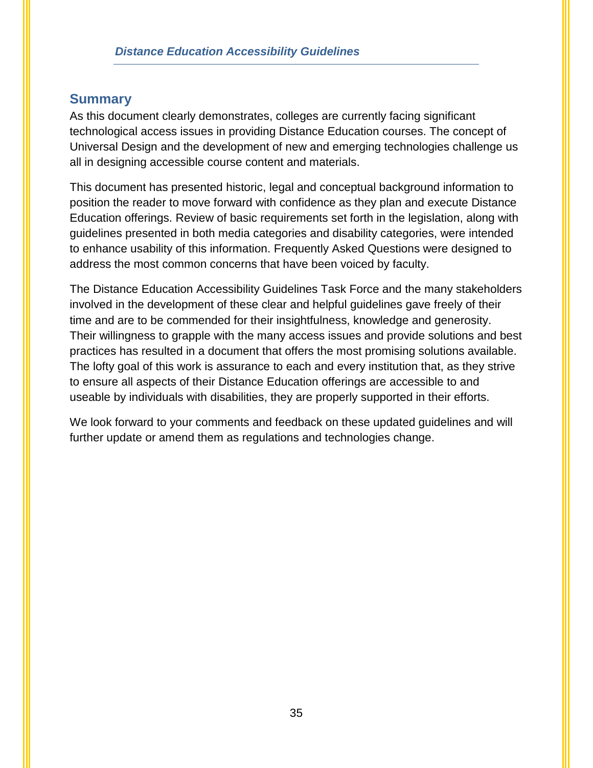## Summary

As this document clearly demonstrates, colleges are currently facing significant technological access issues in providing Distance Education courses. The concept of Universal Design and the development of new and emerging technologies challenge us all in designing accessible course content and materials.

This document has presented historic, legal and conceptual background information to position the reader to move forward with confidence as they plan and execute Distance Education offerings. Review of basic requirements set forth in the legislation, along with guidelines presented in both media categories and disability categories, were intended to enhance usability of this information. Frequently Asked Questions were designed to address the most common concerns that have been voiced by faculty.

The Distance Education Accessibility Guidelines Task Force and the many stakeholders involved in the development of these clear and helpful guidelines gave freely of their time and are to be commended for their insightfulness, knowledge and generosity. Their willingness to grapple with the many access issues and provide solutions and best practices has resulted in a document that offers the most promising solutions available. The lofty goal of this work is assurance to each and every institution that, as they strive to ensure all aspects of their Distance Education offerings are accessible to and useable by individuals with disabilities, they are properly supported in their efforts.

We look forward to your comments and feedback on these updated guidelines and will further update or amend them as regulations and technologies change.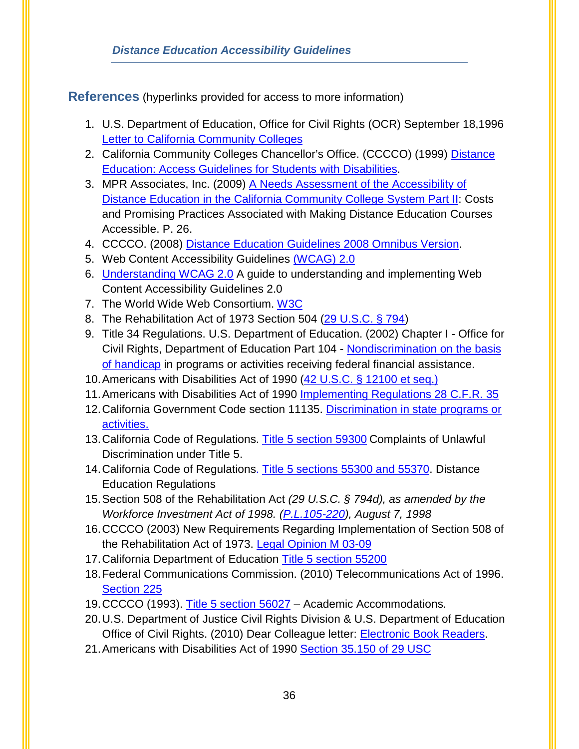## References (hyperlinks provided for access to more information)

1. U.S. Department of Education, Office for Civil Rights (OCR) September 18,1996 Letter to California Community Colleges
2. California Community Colleges Chancellor's Office. (CCCCO) (1999) Distance Education: Access Guidelines for Students with Disabilities.
3. MPR Associates, Inc. (2009) A Needs Assessment of the Accessibility of Distance Education in the California Community College System Part II: Costs and Promising Practices Associated with Making Distance Education Courses Accessible. P. 26.
4. CCCCO. (2008) Distance Education Guidelines 2008 Omnibus Version.
5. Web Content Accessibility Guidelines (WCAG) 2.0
6. Understanding WCAG 2.0 A guide to understanding and implementing Web Content Accessibility Guidelines 2.0
7. The World Wide Web Consortium. W3C
8. The Rehabilitation Act of 1973 Section 504 (29 U.S.C. § 794)
9. Title 34 Regulations. U.S. Department of Education. (2002) Chapter I - Office for Civil Rights, Department of Education Part 104 - Nondiscrimination on the basis of handicap in programs or activities receiving federal financial assistance.
10. Americans with Disabilities Act of 1990 (42 U.S.C. § 12100 et seq.)
11. Americans with Disabilities Act of 1990 Implementing Regulations 28 C.F.R. 35
12. California Government Code section 11135. Discrimination in state programs or activities.
13. California Code of Regulations. Title 5 section 59300 Complaints of Unlawful Discrimination under Title 5.
14. California Code of Regulations. Title 5 sections 55300 and 55370. Distance Education Regulations
15. Section 508 of the Rehabilitation Act *(29 U.S.C. § 794d), as amended by the Workforce Investment Act of 1998. (P.L.105-220), August 7, 1998*
16. CCCCO (2003) New Requirements Regarding Implementation of Section 508 of the Rehabilitation Act of 1973. Legal Opinion M 03-09
17. California Department of Education Title 5 section 55200
18. Federal Communications Commission. (2010) Telecommunications Act of 1996. Section 225
19. CCCCO (1993). Title 5 section 56027 – Academic Accommodations.
20. U.S. Department of Justice Civil Rights Division & U.S. Department of Education Office of Civil Rights. (2010) Dear Colleague letter: Electronic Book Readers.
21. Americans with Disabilities Act of 1990 Section 35.150 of 29 USC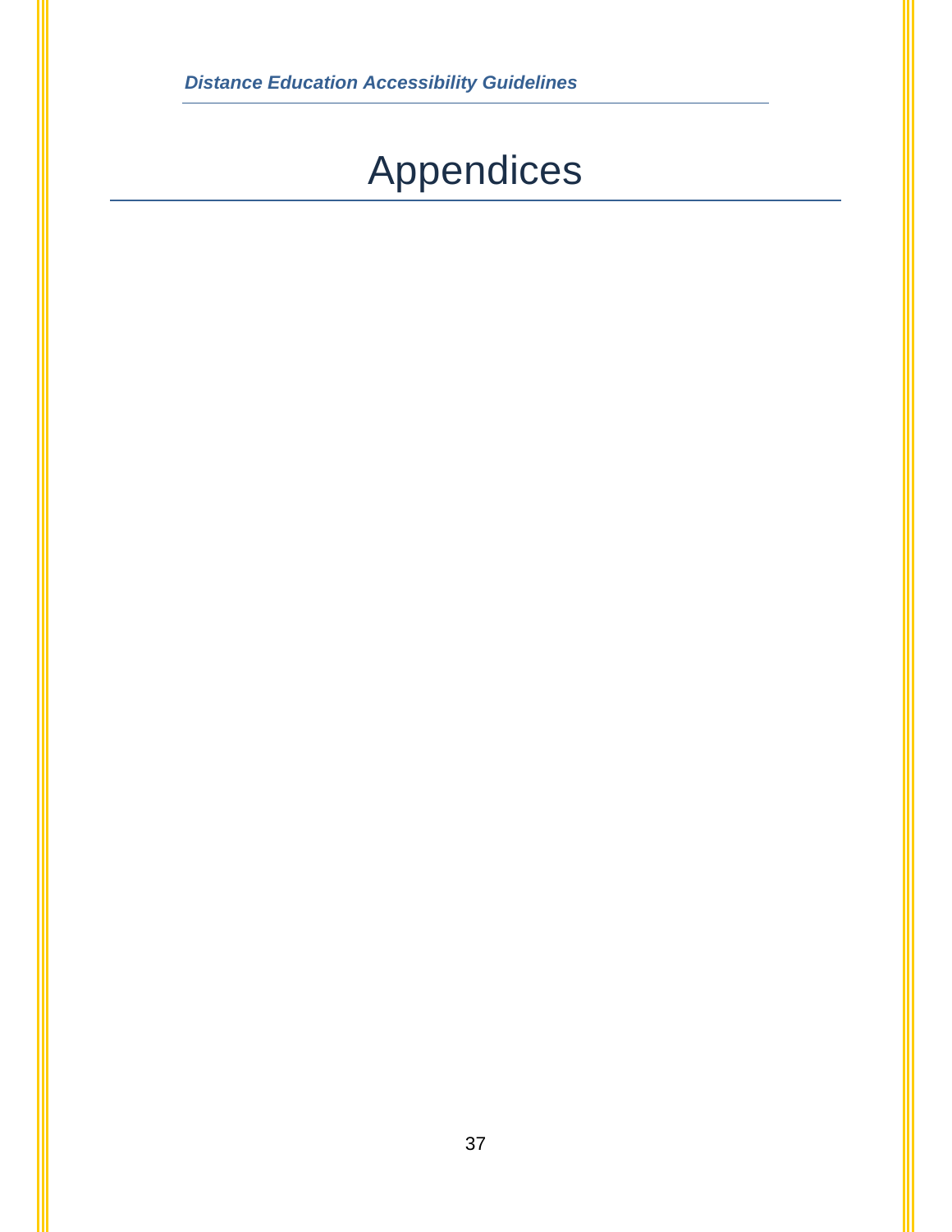# Appendices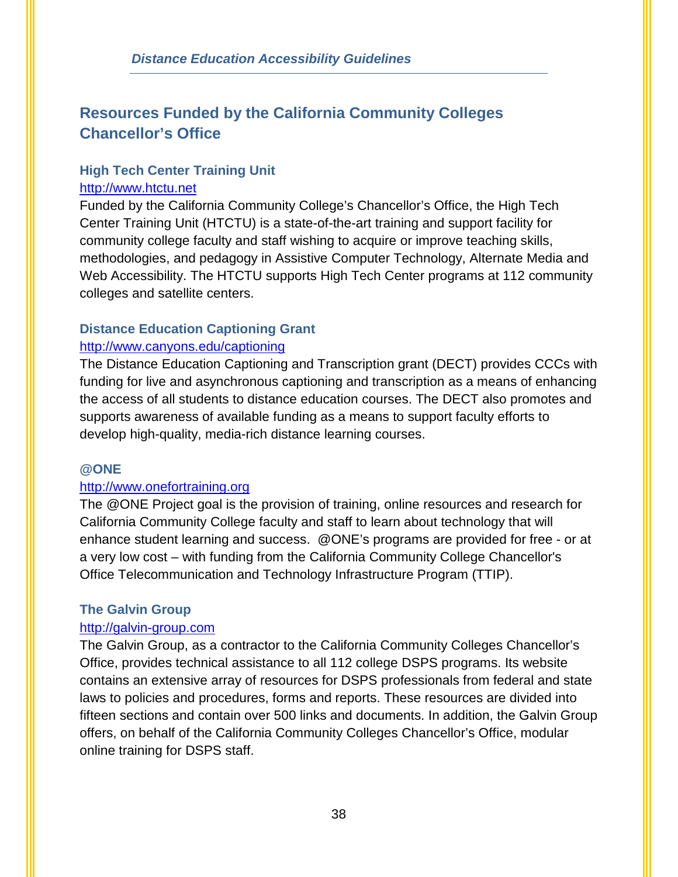## Resources Funded by the California Community Colleges Chancellor's Office

### High Tech Center Training Unit

http://www.htctu.net

Funded by the California Community College's Chancellor's Office, the High Tech Center Training Unit (HTCTU) is a state-of-the-art training and support facility for community college faculty and staff wishing to acquire or improve teaching skills, methodologies, and pedagogy in Assistive Computer Technology, Alternate Media and Web Accessibility. The HTCTU supports High Tech Center programs at 112 community colleges and satellite centers.

### Distance Education Captioning Grant

http://www.canyons.edu/captioning

The Distance Education Captioning and Transcription grant (DECT) provides CCCs with funding for live and asynchronous captioning and transcription as a means of enhancing the access of all students to distance education courses. The DECT also promotes and supports awareness of available funding as a means to support faculty efforts to develop high-quality, media-rich distance learning courses.

### @ONE

http://www.onefortraining.org

The @ONE Project goal is the provision of training, online resources and research for California Community College faculty and staff to learn about technology that will enhance student learning and success. @ONE's programs are provided for free - or at a very low cost – with funding from the California Community College Chancellor's Office Telecommunication and Technology Infrastructure Program (TTIP).

### The Galvin Group

http://galvin-group.com

The Galvin Group, as a contractor to the California Community Colleges Chancellor's Office, provides technical assistance to all 112 college DSPS programs. Its website contains an extensive array of resources for DSPS professionals from federal and state laws to policies and procedures, forms and reports. These resources are divided into fifteen sections and contain over 500 links and documents. In addition, the Galvin Group offers, on behalf of the California Community Colleges Chancellor's Office, modular online training for DSPS staff.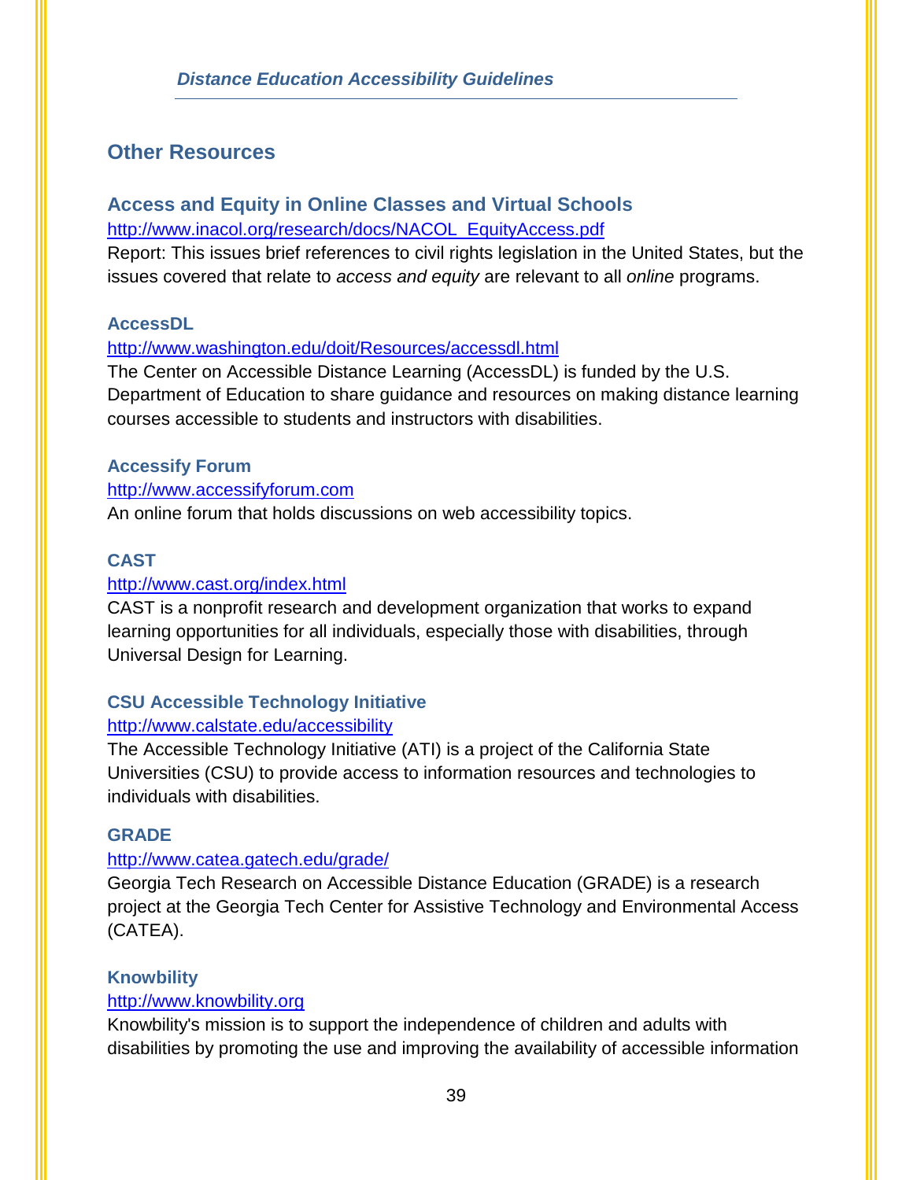## Other Resources

### Access and Equity in Online Classes and Virtual Schools

http://www.inacol.org/research/docs/NACOL_EquityAccess.pdf

Report: This issues brief references to civil rights legislation in the United States, but the issues covered that relate to *access and equity* are relevant to all *online* programs.

### AccessDL

http://www.washington.edu/doit/Resources/accessdl.html

The Center on Accessible Distance Learning (AccessDL) is funded by the U.S. Department of Education to share guidance and resources on making distance learning courses accessible to students and instructors with disabilities.

### Accessify Forum

http://www.accessifyforum.com

An online forum that holds discussions on web accessibility topics.

### CAST

http://www.cast.org/index.html

CAST is a nonprofit research and development organization that works to expand learning opportunities for all individuals, especially those with disabilities, through Universal Design for Learning.

### CSU Accessible Technology Initiative

http://www.calstate.edu/accessibility

The Accessible Technology Initiative (ATI) is a project of the California State Universities (CSU) to provide access to information resources and technologies to individuals with disabilities.

### GRADE

http://www.catea.gatech.edu/grade/

Georgia Tech Research on Accessible Distance Education (GRADE) is a research project at the Georgia Tech Center for Assistive Technology and Environmental Access (CATEA).

### Knowbility

http://www.knowbility.org

Knowbility's mission is to support the independence of children and adults with disabilities by promoting the use and improving the availability of accessible information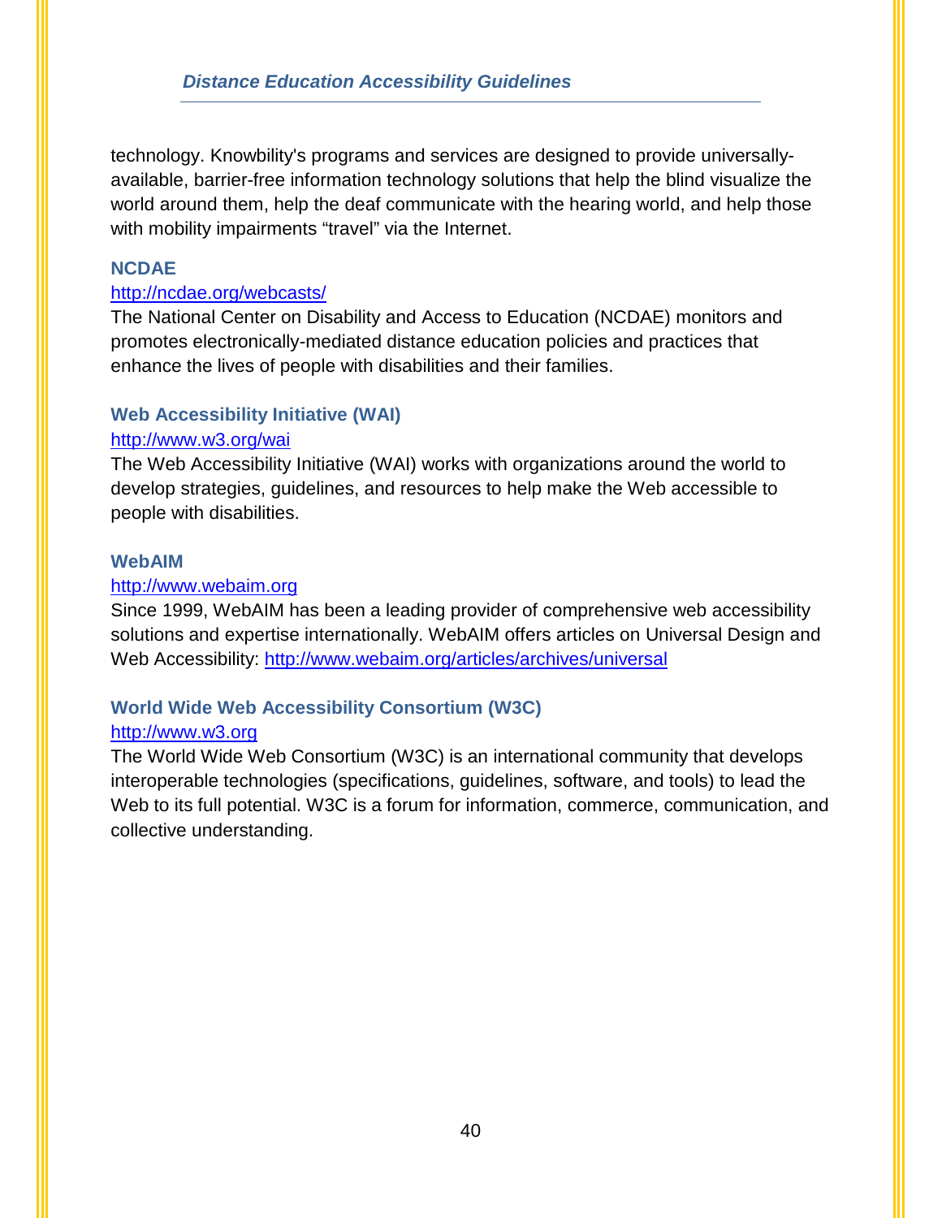technology. Knowbility's programs and services are designed to provide universally-available, barrier-free information technology solutions that help the blind visualize the world around them, help the deaf communicate with the hearing world, and help those with mobility impairments “travel” via the Internet.

### NCDAE

http://ncdae.org/webcasts/

The National Center on Disability and Access to Education (NCDAE) monitors and promotes electronically-mediated distance education policies and practices that enhance the lives of people with disabilities and their families.

### Web Accessibility Initiative (WAI)

http://www.w3.org/wai

The Web Accessibility Initiative (WAI) works with organizations around the world to develop strategies, guidelines, and resources to help make the Web accessible to people with disabilities.

### WebAIM

http://www.webaim.org

Since 1999, WebAIM has been a leading provider of comprehensive web accessibility solutions and expertise internationally. WebAIM offers articles on Universal Design and Web Accessibility: http://www.webaim.org/articles/archives/universal

### World Wide Web Accessibility Consortium (W3C)

http://www.w3.org

The World Wide Web Consortium (W3C) is an international community that develops interoperable technologies (specifications, guidelines, software, and tools) to lead the Web to its full potential. W3C is a forum for information, commerce, communication, and collective understanding.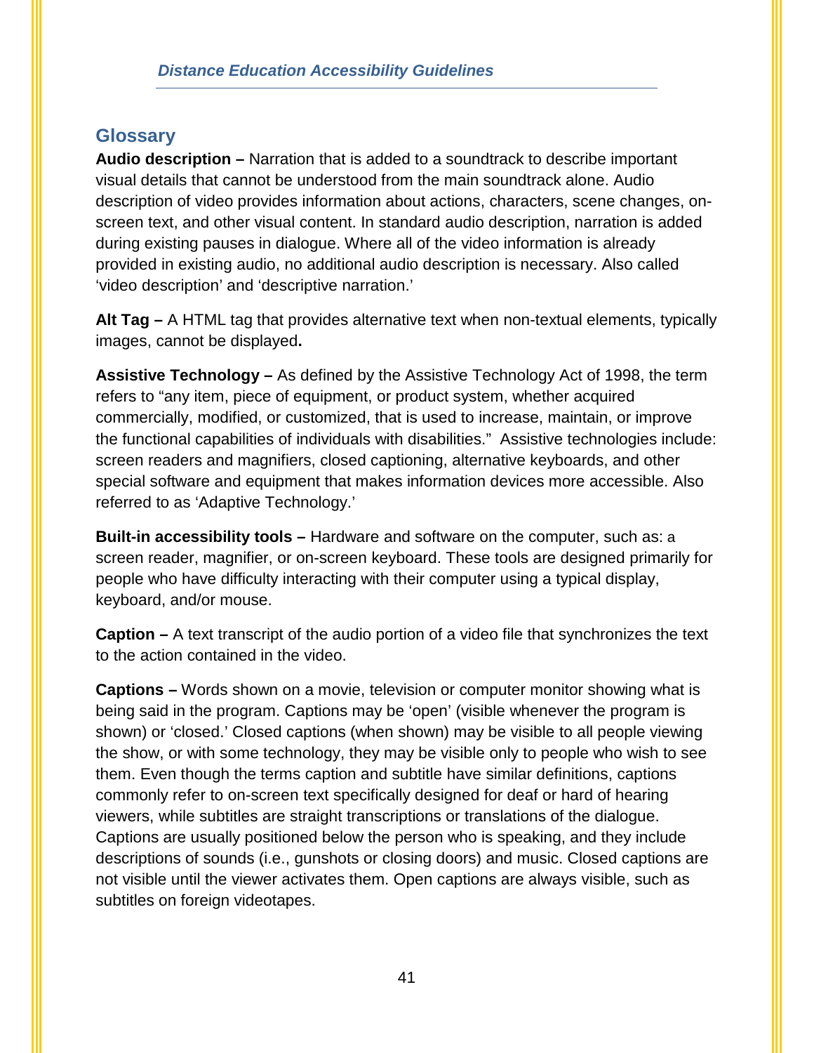## Glossary

**Audio description –** Narration that is added to a soundtrack to describe important visual details that cannot be understood from the main soundtrack alone. Audio description of video provides information about actions, characters, scene changes, on-screen text, and other visual content. In standard audio description, narration is added during existing pauses in dialogue. Where all of the video information is already provided in existing audio, no additional audio description is necessary. Also called 'video description' and 'descriptive narration.'

**Alt Tag –** A HTML tag that provides alternative text when non-textual elements, typically images, cannot be displayed**.**

**Assistive Technology –** As defined by the Assistive Technology Act of 1998, the term refers to "any item, piece of equipment, or product system, whether acquired commercially, modified, or customized, that is used to increase, maintain, or improve the functional capabilities of individuals with disabilities." Assistive technologies include: screen readers and magnifiers, closed captioning, alternative keyboards, and other special software and equipment that makes information devices more accessible. Also referred to as 'Adaptive Technology.'

**Built-in accessibility tools –** Hardware and software on the computer, such as: a screen reader, magnifier, or on-screen keyboard. These tools are designed primarily for people who have difficulty interacting with their computer using a typical display, keyboard, and/or mouse.

**Caption –** A text transcript of the audio portion of a video file that synchronizes the text to the action contained in the video.

**Captions –** Words shown on a movie, television or computer monitor showing what is being said in the program. Captions may be 'open' (visible whenever the program is shown) or 'closed.' Closed captions (when shown) may be visible to all people viewing the show, or with some technology, they may be visible only to people who wish to see them. Even though the terms caption and subtitle have similar definitions, captions commonly refer to on-screen text specifically designed for deaf or hard of hearing viewers, while subtitles are straight transcriptions or translations of the dialogue. Captions are usually positioned below the person who is speaking, and they include descriptions of sounds (i.e., gunshots or closing doors) and music. Closed captions are not visible until the viewer activates them. Open captions are always visible, such as subtitles on foreign videotapes.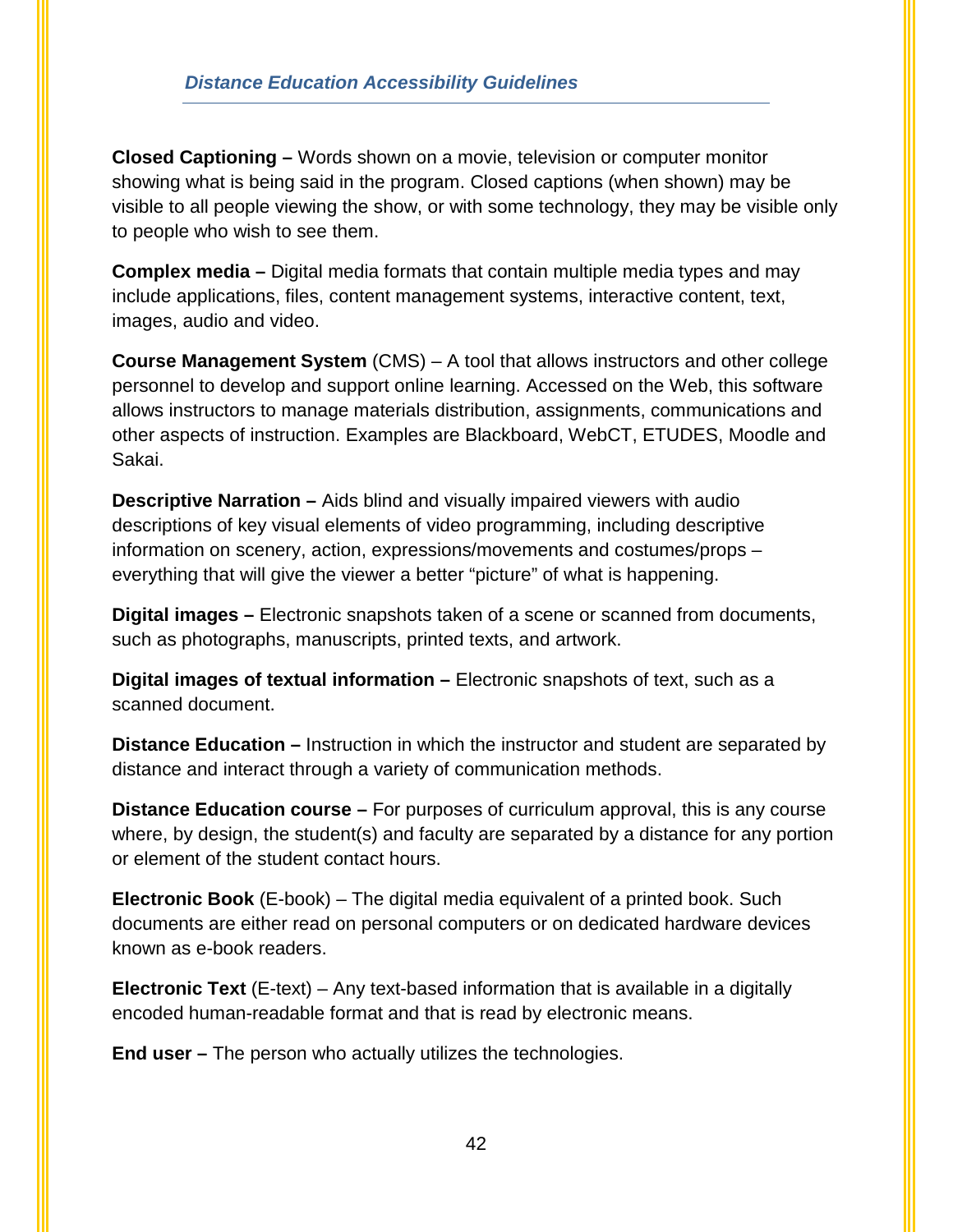**Closed Captioning –** Words shown on a movie, television or computer monitor showing what is being said in the program. Closed captions (when shown) may be visible to all people viewing the show, or with some technology, they may be visible only to people who wish to see them.

**Complex media –** Digital media formats that contain multiple media types and may include applications, files, content management systems, interactive content, text, images, audio and video.

**Course Management System** (CMS) – A tool that allows instructors and other college personnel to develop and support online learning. Accessed on the Web, this software allows instructors to manage materials distribution, assignments, communications and other aspects of instruction. Examples are Blackboard, WebCT, ETUDES, Moodle and Sakai.

**Descriptive Narration –** Aids blind and visually impaired viewers with audio descriptions of key visual elements of video programming, including descriptive information on scenery, action, expressions/movements and costumes/props – everything that will give the viewer a better "picture" of what is happening.

**Digital images –** Electronic snapshots taken of a scene or scanned from documents, such as photographs, manuscripts, printed texts, and artwork.

**Digital images of textual information –** Electronic snapshots of text, such as a scanned document.

**Distance Education –** Instruction in which the instructor and student are separated by distance and interact through a variety of communication methods.

**Distance Education course –** For purposes of curriculum approval, this is any course where, by design, the student(s) and faculty are separated by a distance for any portion or element of the student contact hours.

**Electronic Book** (E-book) – The digital media equivalent of a printed book. Such documents are either read on personal computers or on dedicated hardware devices known as e-book readers.

**Electronic Text** (E-text) – Any text-based information that is available in a digitally encoded human-readable format and that is read by electronic means.

**End user –** The person who actually utilizes the technologies.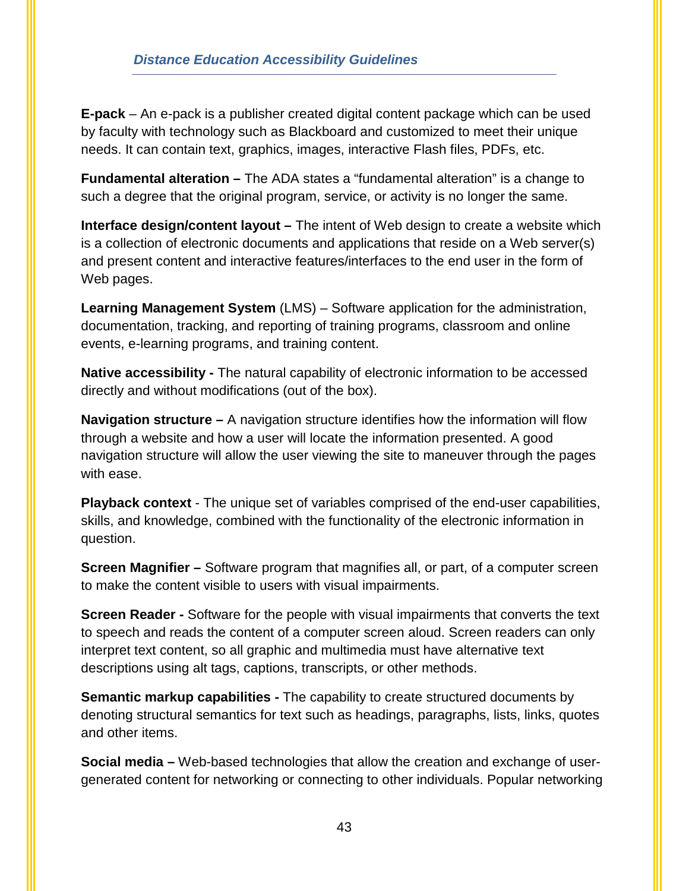**E-pack** – An e-pack is a publisher created digital content package which can be used by faculty with technology such as Blackboard and customized to meet their unique needs. It can contain text, graphics, images, interactive Flash files, PDFs, etc.

**Fundamental alteration –** The ADA states a "fundamental alteration" is a change to such a degree that the original program, service, or activity is no longer the same.

**Interface design/content layout –** The intent of Web design to create a website which is a collection of electronic documents and applications that reside on a Web server(s) and present content and interactive features/interfaces to the end user in the form of Web pages.

**Learning Management System** (LMS) – Software application for the administration, documentation, tracking, and reporting of training programs, classroom and online events, e-learning programs, and training content.

**Native accessibility -** The natural capability of electronic information to be accessed directly and without modifications (out of the box).

**Navigation structure –** A navigation structure identifies how the information will flow through a website and how a user will locate the information presented. A good navigation structure will allow the user viewing the site to maneuver through the pages with ease.

**Playback context** - The unique set of variables comprised of the end-user capabilities, skills, and knowledge, combined with the functionality of the electronic information in question.

**Screen Magnifier –** Software program that magnifies all, or part, of a computer screen to make the content visible to users with visual impairments.

**Screen Reader -** Software for the people with visual impairments that converts the text to speech and reads the content of a computer screen aloud. Screen readers can only interpret text content, so all graphic and multimedia must have alternative text descriptions using alt tags, captions, transcripts, or other methods.

**Semantic markup capabilities -** The capability to create structured documents by denoting structural semantics for text such as headings, paragraphs, lists, links, quotes and other items.

**Social media –** Web-based technologies that allow the creation and exchange of user-generated content for networking or connecting to other individuals. Popular networking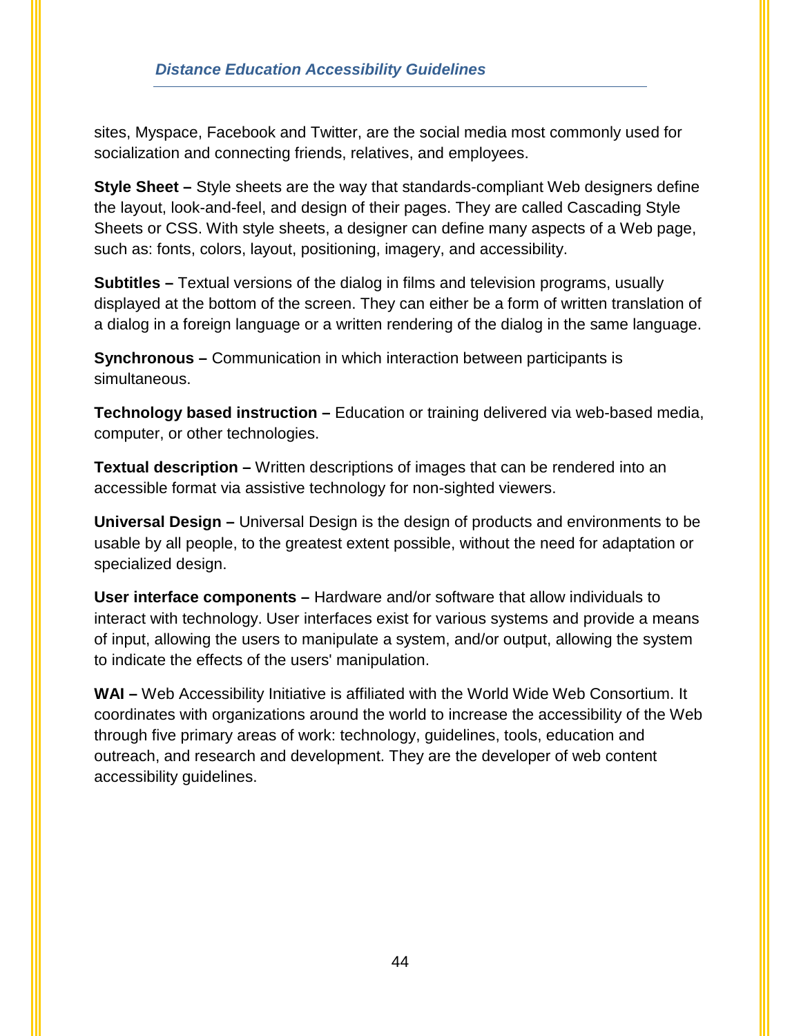sites, Myspace, Facebook and Twitter, are the social media most commonly used for socialization and connecting friends, relatives, and employees.

**Style Sheet –** Style sheets are the way that standards-compliant Web designers define the layout, look-and-feel, and design of their pages. They are called Cascading Style Sheets or CSS. With style sheets, a designer can define many aspects of a Web page, such as: fonts, colors, layout, positioning, imagery, and accessibility.

**Subtitles –** Textual versions of the dialog in films and television programs, usually displayed at the bottom of the screen. They can either be a form of written translation of a dialog in a foreign language or a written rendering of the dialog in the same language.

**Synchronous –** Communication in which interaction between participants is simultaneous.

**Technology based instruction –** Education or training delivered via web-based media, computer, or other technologies.

**Textual description –** Written descriptions of images that can be rendered into an accessible format via assistive technology for non-sighted viewers.

**Universal Design –** Universal Design is the design of products and environments to be usable by all people, to the greatest extent possible, without the need for adaptation or specialized design.

**User interface components –** Hardware and/or software that allow individuals to interact with technology. User interfaces exist for various systems and provide a means of input, allowing the users to manipulate a system, and/or output, allowing the system to indicate the effects of the users' manipulation.

**WAI –** Web Accessibility Initiative is affiliated with the World Wide Web Consortium. It coordinates with organizations around the world to increase the accessibility of the Web through five primary areas of work: technology, guidelines, tools, education and outreach, and research and development. They are the developer of web content accessibility guidelines.